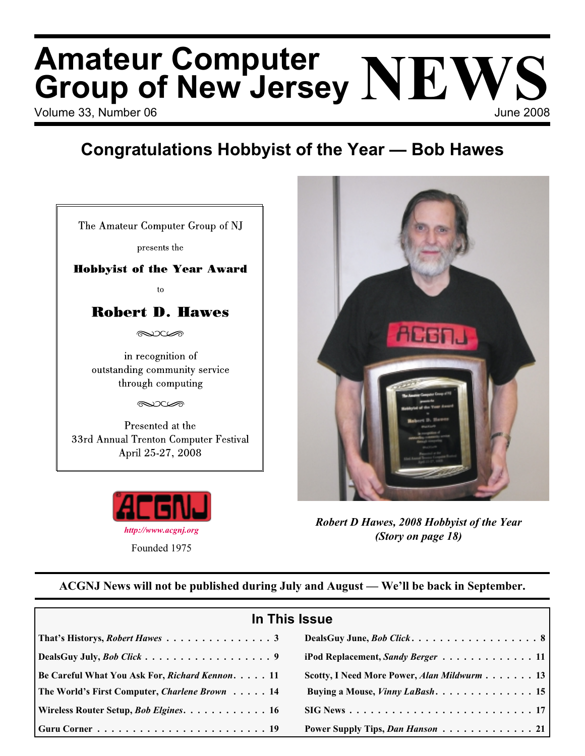# Amateur Computer Group of New Jersey NEWS

Volume 33, Number 06 — June 2008

## Congratulations Hobbyist of the Year — Bob Hawes

The Amateur Computer Group of NJ

presents the

**Hobbyist of the Year Award**

to

**Robert D. Hawes**

in recognition of
outstanding community service
through computing

Presented at the
33rd Annual Trenton Computer Festival
April 25-27, 2008

ACGNJ

*http://www.acgnj.org*

Founded 1975

*Robert D Hawes, 2008 Hobbyist of the Year*
*(Story on page 18)*

**ACGNJ News will not be published during July and August — We'll be back in September.**

## In This Issue

| | |
|---|---|
| **That's Historys, *Robert Hawes*** . . . 3 | **DealsGuy June, *Bob Click*** . . . 8 |
| **DealsGuy July, *Bob Click*** . . . 9 | **iPod Replacement, *Sandy Berger*** . . . 11 |
| **Be Careful What You Ask For, *Richard Kennon*** . . . 11 | **Scotty, I Need More Power, *Alan Mildwurm*** . . . 13 |
| **The World's First Computer, *Charlene Brown*** . . . 14 | **Buying a Mouse, *Vinny LaBash*** . . . 15 |
| **Wireless Router Setup, *Bob Elgines*** . . . 16 | **SIG News** . . . 17 |
| **Guru Corner** . . . 19 | **Power Supply Tips, *Dan Hanson*** . . . 21 |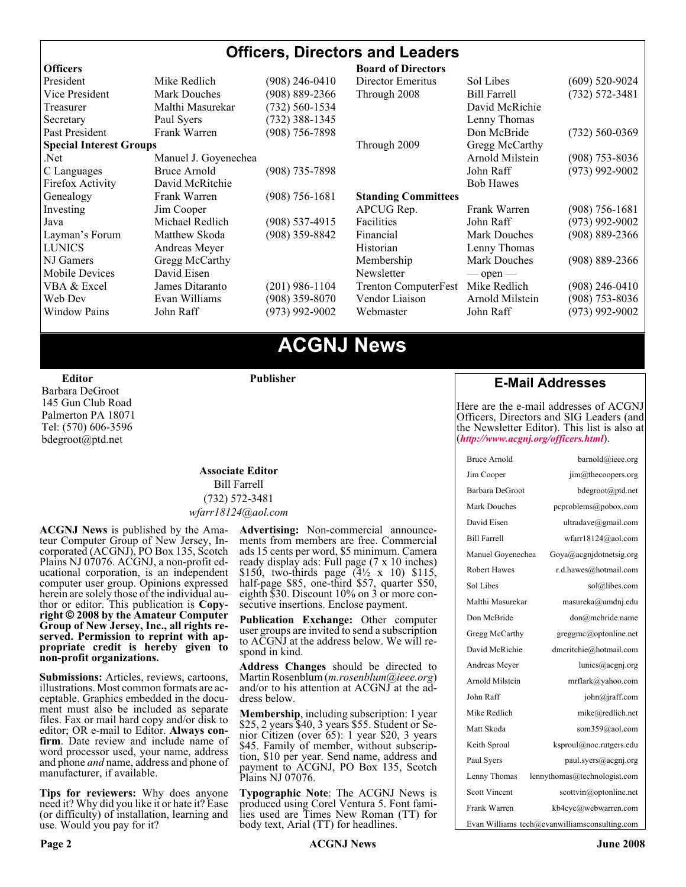# Officers, Directors and Leaders

| **Officers** | | | **Board of Directors** | | |
|---|---|---|---|---|---|
| President | Mike Redlich | (908) 246-0410 | Director Emeritus | Sol Libes | (609) 520-9024 |
| Vice President | Mark Douches | (908) 889-2366 | Through 2008 | Bill Farrell | (732) 572-3481 |
| Treasurer | Malthi Masurekar | (732) 560-1534 | | David McRitchie | |
| Secretary | Paul Syers | (732) 388-1345 | | Lenny Thomas | |
| Past President | Frank Warren | (908) 756-7898 | | Don McBride | (732) 560-0369 |
| **Special Interest Groups** | | | Through 2009 | Gregg McCarthy | |
| .Net | Manuel J. Goyenechea | | | Arnold Milstein | (908) 753-8036 |
| C Languages | Bruce Arnold | (908) 735-7898 | | John Raff | (973) 992-9002 |
| Firefox Activity | David McRitchie | | | Bob Hawes | |
| Genealogy | Frank Warren | (908) 756-1681 | **Standing Committees** | | |
| Investing | Jim Cooper | | APCUG Rep. | Frank Warren | (908) 756-1681 |
| Java | Michael Redlich | (908) 537-4915 | Facilities | John Raff | (973) 992-9002 |
| Layman's Forum | Matthew Skoda | (908) 359-8842 | Financial | Mark Douches | (908) 889-2366 |
| LUNICS | Andreas Meyer | | Historian | Lenny Thomas | |
| NJ Gamers | Gregg McCarthy | | Membership | Mark Douches | (908) 889-2366 |
| Mobile Devices | David Eisen | | Newsletter | — open — | |
| VBA & Excel | James Ditaranto | (201) 986-1104 | Trenton ComputerFest | Mike Redlich | (908) 246-0410 |
| Web Dev | Evan Williams | (908) 359-8070 | Vendor Liaison | Arnold Milstein | (908) 753-8036 |
| Window Pains | John Raff | (973) 992-9002 | Webmaster | John Raff | (973) 992-9002 |

# ACGNJ News

**Editor**
Barbara DeGroot
145 Gun Club Road
Palmerton PA 18071
Tel: (570) 606-3596
bdegroot@ptd.net

**Publisher**

**Associate Editor**
Bill Farrell
(732) 572-3481
*wfarr18124@aol.com*

**ACGNJ News** is published by the Amateur Computer Group of New Jersey, Incorporated (ACGNJ), PO Box 135, Scotch Plains NJ 07076. ACGNJ, a non-profit educational corporation, is an independent computer user group. Opinions expressed herein are solely those of the individual author or editor. This publication is **Copyright © 2008 by the Amateur Computer Group of New Jersey, Inc., all rights reserved. Permission to reprint with appropriate credit is hereby given to non-profit organizations.**

**Submissions:** Articles, reviews, cartoons, illustrations. Most common formats are acceptable. Graphics embedded in the document must also be included as separate files. Fax or mail hard copy and/or disk to editor; OR e-mail to Editor. **Always confirm**. Date review and include name of word processor used, your name, address and phone *and* name, address and phone of manufacturer, if available.

**Tips for reviewers:** Why does anyone need it? Why did you like it or hate it? Ease (or difficulty) of installation, learning and use. Would you pay for it?

**Advertising:** Non-commercial announcements from members are free. Commercial ads 15 cents per word, $5 minimum. Camera ready display ads: Full page (7 x 10 inches) $150, two-thirds page (4½ x 10) $115, half-page $85, one-third $57, quarter $50, eighth $30. Discount 10% on 3 or more consecutive insertions. Enclose payment.

**Publication Exchange:** Other computer user groups are invited to send a subscription to ACGNJ at the address below. We will respond in kind.

**Address Changes** should be directed to Martin Rosenblum (*m.rosenblum@ieee.org*) and/or to his attention at ACGNJ at the address below.

**Membership**, including subscription: 1 year $25, 2 years $40, 3 years $55. Student or Senior Citizen (over 65): 1 year $20, 3 years $45. Family of member, without subscription, $10 per year. Send name, address and payment to ACGNJ, PO Box 135, Scotch Plains NJ 07076.

**Typographic Note**: The ACGNJ News is produced using Corel Ventura 5. Font families used are Times New Roman (TT) for body text, Arial (TT) for headlines.

## E-Mail Addresses

Here are the e-mail addresses of ACGNJ Officers, Directors and SIG Leaders (and the Newsletter Editor). This list is also at (***http://www.acgnj.org/officers.html***).

| | |
|---|---|
| Bruce Arnold | barnold@ieee.org |
| Jim Cooper | jim@thecoopers.org |
| Barbara DeGroot | bdegroot@ptd.net |
| Mark Douches | pcproblems@pobox.com |
| David Eisen | ultradave@gmail.com |
| Bill Farrell | wfarr18124@aol.com |
| Manuel Goyenechea | Goya@acgnjdotnetsig.org |
| Robert Hawes | r.d.hawes@hotmail.com |
| Sol Libes | sol@libes.com |
| Malthi Masurekar | masureka@umdnj.edu |
| Don McBride | don@mcbride.name |
| Gregg McCarthy | greggmc@optonline.net |
| David McRitchie | dmcritchie@hotmail.com |
| Andreas Meyer | lunics@acgnj.org |
| Arnold Milstein | mrflark@yahoo.com |
| John Raff | john@jraff.com |
| Mike Redlich | mike@redlich.net |
| Matt Skoda | som359@aol.com |
| Keith Sproul | ksproul@noc.rutgers.edu |
| Paul Syers | paul.syers@acgnj.org |
| Lenny Thomas | lennythomas@technologist.com |
| Scott Vincent | scottvin@optonline.net |
| Frank Warren | kb4cyc@webwarren.com |
| Evan Williams | tech@evanwilliamsconsulting.com |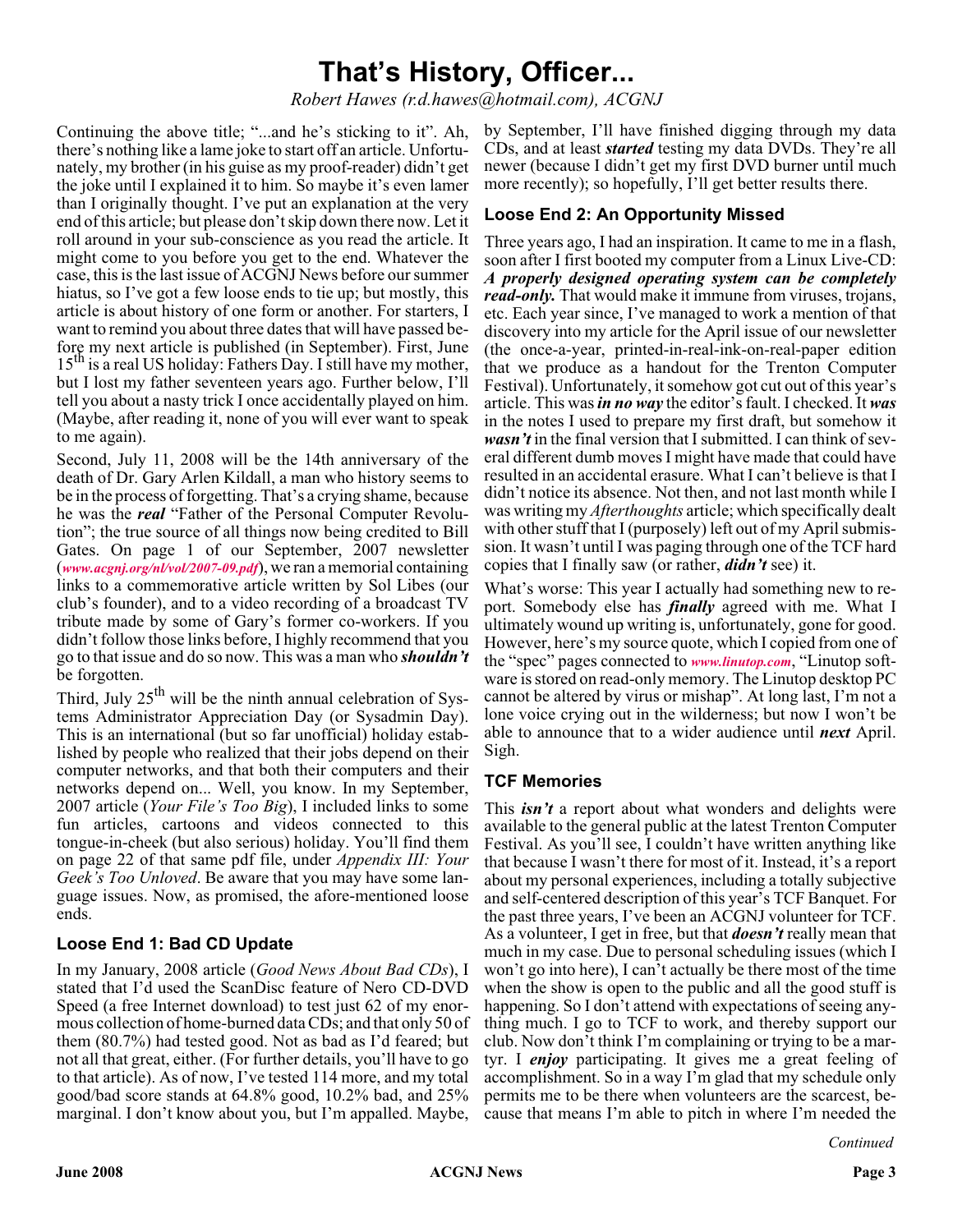# That's History, Officer...

*Robert Hawes (r.d.hawes@hotmail.com), ACGNJ*

Continuing the above title; "...and he's sticking to it". Ah, there's nothing like a lame joke to start off an article. Unfortunately, my brother (in his guise as my proof-reader) didn't get the joke until I explained it to him. So maybe it's even lamer than I originally thought. I've put an explanation at the very end of this article; but please don't skip down there now. Let it roll around in your sub-conscience as you read the article. It might come to you before you get to the end. Whatever the case, this is the last issue of ACGNJ News before our summer hiatus, so I've got a few loose ends to tie up; but mostly, this article is about history of one form or another. For starters, I want to remind you about three dates that will have passed before my next article is published (in September). First, June 15th is a real US holiday: Fathers Day. I still have my mother, but I lost my father seventeen years ago. Further below, I'll tell you about a nasty trick I once accidentally played on him. (Maybe, after reading it, none of you will ever want to speak to me again).

Second, July 11, 2008 will be the 14th anniversary of the death of Dr. Gary Arlen Kildall, a man who history seems to be in the process of forgetting. That's a crying shame, because he was the ***real*** "Father of the Personal Computer Revolution"; the true source of all things now being credited to Bill Gates. On page 1 of our September, 2007 newsletter (***www.acgnj.org/nl/vol/2007-09.pdf***), we ran a memorial containing links to a commemorative article written by Sol Libes (our club's founder), and to a video recording of a broadcast TV tribute made by some of Gary's former co-workers. If you didn't follow those links before, I highly recommend that you go to that issue and do so now. This was a man who ***shouldn't*** be forgotten.

Third, July 25th will be the ninth annual celebration of Systems Administrator Appreciation Day (or Sysadmin Day). This is an international (but so far unofficial) holiday established by people who realized that their jobs depend on their computer networks, and that both their computers and their networks depend on... Well, you know. In my September, 2007 article (*Your File's Too Big*), I included links to some fun articles, cartoons and videos connected to this tongue-in-cheek (but also serious) holiday. You'll find them on page 22 of that same pdf file, under *Appendix III: Your Geek's Too Unloved*. Be aware that you may have some language issues. Now, as promised, the afore-mentioned loose ends.

### Loose End 1: Bad CD Update

In my January, 2008 article (*Good News About Bad CDs*), I stated that I'd used the ScanDisc feature of Nero CD-DVD Speed (a free Internet download) to test just 62 of my enormous collection of home-burned data CDs; and that only 50 of them (80.7%) had tested good. Not as bad as I'd feared; but not all that great, either. (For further details, you'll have to go to that article). As of now, I've tested 114 more, and my total good/bad score stands at 64.8% good, 10.2% bad, and 25% marginal. I don't know about you, but I'm appalled. Maybe, by September, I'll have finished digging through my data CDs, and at least ***started*** testing my data DVDs. They're all newer (because I didn't get my first DVD burner until much more recently); so hopefully, I'll get better results there.

### Loose End 2: An Opportunity Missed

Three years ago, I had an inspiration. It came to me in a flash, soon after I first booted my computer from a Linux Live-CD: ***A properly designed operating system can be completely read-only.*** That would make it immune from viruses, trojans, etc. Each year since, I've managed to work a mention of that discovery into my article for the April issue of our newsletter (the once-a-year, printed-in-real-ink-on-real-paper edition that we produce as a handout for the Trenton Computer Festival). Unfortunately, it somehow got cut out of this year's article. This was ***in no way*** the editor's fault. I checked. It ***was*** in the notes I used to prepare my first draft, but somehow it ***wasn't*** in the final version that I submitted. I can think of several different dumb moves I might have made that could have resulted in an accidental erasure. What I can't believe is that I didn't notice its absence. Not then, and not last month while I was writing my *Afterthoughts* article; which specifically dealt with other stuff that I (purposely) left out of my April submission. It wasn't until I was paging through one of the TCF hard copies that I finally saw (or rather, ***didn't*** see) it.

What's worse: This year I actually had something new to report. Somebody else has ***finally*** agreed with me. What I ultimately wound up writing is, unfortunately, gone for good. However, here's my source quote, which I copied from one of the "spec" pages connected to ***www.linutop.com***, "Linutop software is stored on read-only memory. The Linutop desktop PC cannot be altered by virus or mishap". At long last, I'm not a lone voice crying out in the wilderness; but now I won't be able to announce that to a wider audience until ***next*** April. Sigh.

### TCF Memories

This ***isn't*** a report about what wonders and delights were available to the general public at the latest Trenton Computer Festival. As you'll see, I couldn't have written anything like that because I wasn't there for most of it. Instead, it's a report about my personal experiences, including a totally subjective and self-centered description of this year's TCF Banquet. For the past three years, I've been an ACGNJ volunteer for TCF. As a volunteer, I get in free, but that ***doesn't*** really mean that much in my case. Due to personal scheduling issues (which I won't go into here), I can't actually be there most of the time when the show is open to the public and all the good stuff is happening. So I don't attend with expectations of seeing anything much. I go to TCF to work, and thereby support our club. Now don't think I'm complaining or trying to be a martyr. I ***enjoy*** participating. It gives me a great feeling of accomplishment. So in a way I'm glad that my schedule only permits me to be there when volunteers are the scarcest, because that means I'm able to pitch in where I'm needed the

*Continued*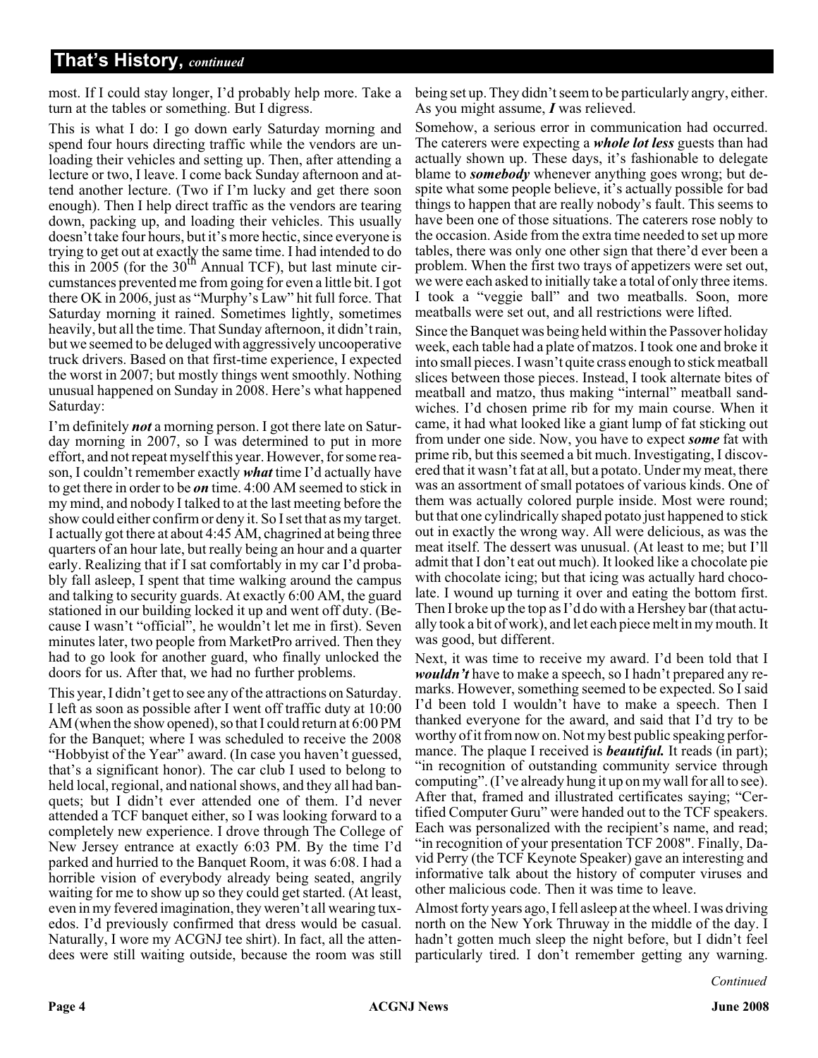## That's History, *continued*

most. If I could stay longer, I'd probably help more. Take a turn at the tables or something. But I digress.

This is what I do: I go down early Saturday morning and spend four hours directing traffic while the vendors are unloading their vehicles and setting up. Then, after attending a lecture or two, I leave. I come back Sunday afternoon and attend another lecture. (Two if I'm lucky and get there soon enough). Then I help direct traffic as the vendors are tearing down, packing up, and loading their vehicles. This usually doesn't take four hours, but it's more hectic, since everyone is trying to get out at exactly the same time. I had intended to do this in 2005 (for the 30th Annual TCF), but last minute circumstances prevented me from going for even a little bit. I got there OK in 2006, just as "Murphy's Law" hit full force. That Saturday morning it rained. Sometimes lightly, sometimes heavily, but all the time. That Sunday afternoon, it didn't rain, but we seemed to be deluged with aggressively uncooperative truck drivers. Based on that first-time experience, I expected the worst in 2007; but mostly things went smoothly. Nothing unusual happened on Sunday in 2008. Here's what happened Saturday:

I'm definitely ***not*** a morning person. I got there late on Saturday morning in 2007, so I was determined to put in more effort, and not repeat myself this year. However, for some reason, I couldn't remember exactly ***what*** time I'd actually have to get there in order to be ***on*** time. 4:00 AM seemed to stick in my mind, and nobody I talked to at the last meeting before the show could either confirm or deny it. So I set that as my target. I actually got there at about 4:45 AM, chagrined at being three quarters of an hour late, but really being an hour and a quarter early. Realizing that if I sat comfortably in my car I'd probably fall asleep, I spent that time walking around the campus and talking to security guards. At exactly 6:00 AM, the guard stationed in our building locked it up and went off duty. (Because I wasn't "official", he wouldn't let me in first). Seven minutes later, two people from MarketPro arrived. Then they had to go look for another guard, who finally unlocked the doors for us. After that, we had no further problems.

This year, I didn't get to see any of the attractions on Saturday. I left as soon as possible after I went off traffic duty at 10:00 AM (when the show opened), so that I could return at 6:00 PM for the Banquet; where I was scheduled to receive the 2008 "Hobbyist of the Year" award. (In case you haven't guessed, that's a significant honor). The car club I used to belong to held local, regional, and national shows, and they all had banquets; but I didn't ever attended one of them. I'd never attended a TCF banquet either, so I was looking forward to a completely new experience. I drove through The College of New Jersey entrance at exactly 6:03 PM. By the time I'd parked and hurried to the Banquet Room, it was 6:08. I had a horrible vision of everybody already being seated, angrily waiting for me to show up so they could get started. (At least, even in my fevered imagination, they weren't all wearing tuxedos. I'd previously confirmed that dress would be casual. Naturally, I wore my ACGNJ tee shirt). In fact, all the attendees were still waiting outside, because the room was still being set up. They didn't seem to be particularly angry, either. As you might assume, ***I*** was relieved.

Somehow, a serious error in communication had occurred. The caterers were expecting a ***whole lot less*** guests than had actually shown up. These days, it's fashionable to delegate blame to ***somebody*** whenever anything goes wrong; but despite what some people believe, it's actually possible for bad things to happen that are really nobody's fault. This seems to have been one of those situations. The caterers rose nobly to the occasion. Aside from the extra time needed to set up more tables, there was only one other sign that there'd ever been a problem. When the first two trays of appetizers were set out, we were each asked to initially take a total of only three items. I took a "veggie ball" and two meatballs. Soon, more meatballs were set out, and all restrictions were lifted.

Since the Banquet was being held within the Passover holiday week, each table had a plate of matzos. I took one and broke it into small pieces. I wasn't quite crass enough to stick meatball slices between those pieces. Instead, I took alternate bites of meatball and matzo, thus making "internal" meatball sandwiches. I'd chosen prime rib for my main course. When it came, it had what looked like a giant lump of fat sticking out from under one side. Now, you have to expect ***some*** fat with prime rib, but this seemed a bit much. Investigating, I discovered that it wasn't fat at all, but a potato. Under my meat, there was an assortment of small potatoes of various kinds. One of them was actually colored purple inside. Most were round; but that one cylindrically shaped potato just happened to stick out in exactly the wrong way. All were delicious, as was the meat itself. The dessert was unusual. (At least to me; but I'll admit that I don't eat out much). It looked like a chocolate pie with chocolate icing; but that icing was actually hard chocolate. I wound up turning it over and eating the bottom first. Then I broke up the top as I'd do with a Hershey bar (that actually took a bit of work), and let each piece melt in my mouth. It was good, but different.

Next, it was time to receive my award. I'd been told that I ***wouldn't*** have to make a speech, so I hadn't prepared any remarks. However, something seemed to be expected. So I said I'd been told I wouldn't have to make a speech. Then I thanked everyone for the award, and said that I'd try to be worthy of it from now on. Not my best public speaking performance. The plaque I received is ***beautiful.*** It reads (in part); "in recognition of outstanding community service through computing". (I've already hung it up on my wall for all to see). After that, framed and illustrated certificates saying; "Certified Computer Guru" were handed out to the TCF speakers. Each was personalized with the recipient's name, and read; "in recognition of your presentation TCF 2008". Finally, David Perry (the TCF Keynote Speaker) gave an interesting and informative talk about the history of computer viruses and other malicious code. Then it was time to leave.

Almost forty years ago, I fell asleep at the wheel. I was driving north on the New York Thruway in the middle of the day. I hadn't gotten much sleep the night before, but I didn't feel particularly tired. I don't remember getting any warning.

*Continued*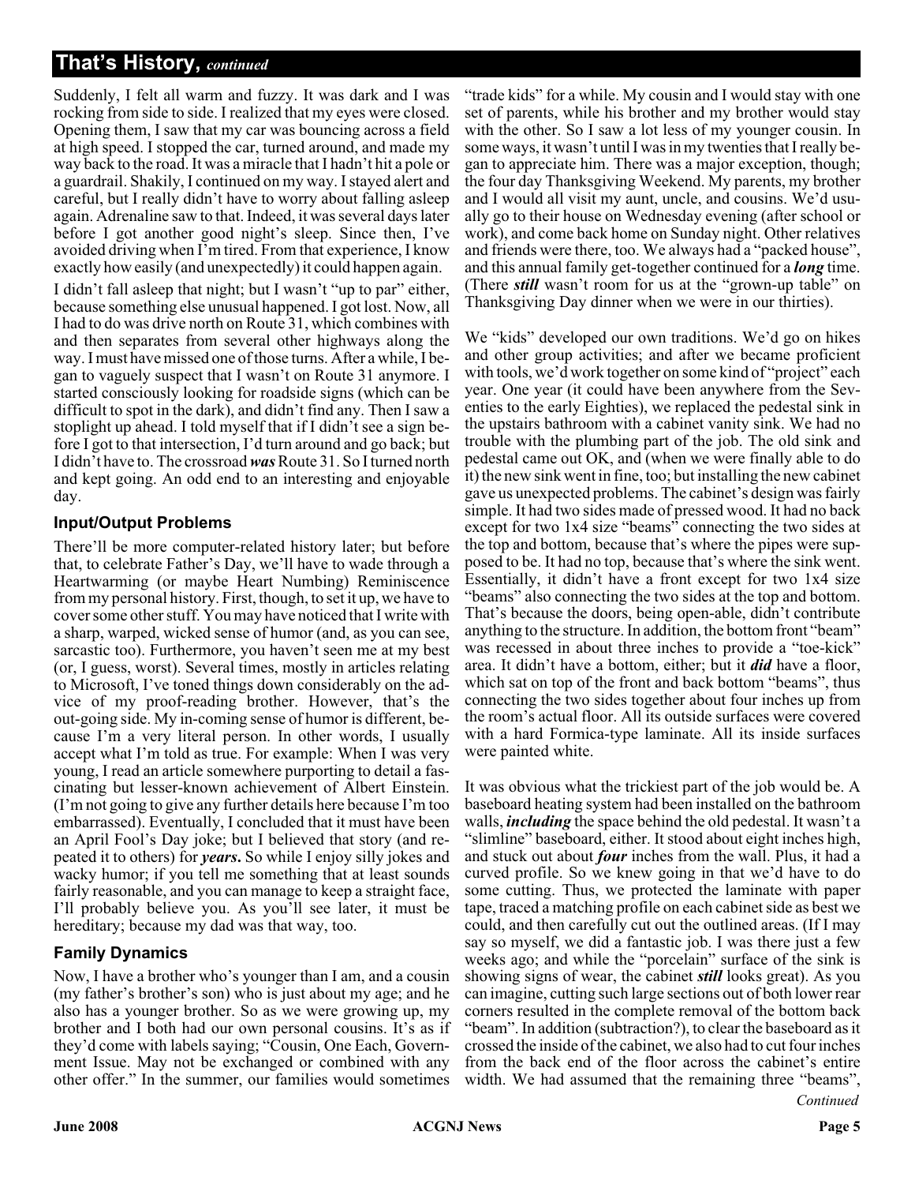## That's History, *continued*

Suddenly, I felt all warm and fuzzy. It was dark and I was rocking from side to side. I realized that my eyes were closed. Opening them, I saw that my car was bouncing across a field at high speed. I stopped the car, turned around, and made my way back to the road. It was a miracle that I hadn't hit a pole or a guardrail. Shakily, I continued on my way. I stayed alert and careful, but I really didn't have to worry about falling asleep again. Adrenaline saw to that. Indeed, it was several days later before I got another good night's sleep. Since then, I've avoided driving when I'm tired. From that experience, I know exactly how easily (and unexpectedly) it could happen again.

I didn't fall asleep that night; but I wasn't "up to par" either, because something else unusual happened. I got lost. Now, all I had to do was drive north on Route 31, which combines with and then separates from several other highways along the way. I must have missed one of those turns. After a while, I began to vaguely suspect that I wasn't on Route 31 anymore. I started consciously looking for roadside signs (which can be difficult to spot in the dark), and didn't find any. Then I saw a stoplight up ahead. I told myself that if I didn't see a sign before I got to that intersection, I'd turn around and go back; but I didn't have to. The crossroad ***was*** Route 31. So I turned north and kept going. An odd end to an interesting and enjoyable day.

### Input/Output Problems

There'll be more computer-related history later; but before that, to celebrate Father's Day, we'll have to wade through a Heartwarming (or maybe Heart Numbing) Reminiscence from my personal history. First, though, to set it up, we have to cover some other stuff. You may have noticed that I write with a sharp, warped, wicked sense of humor (and, as you can see, sarcastic too). Furthermore, you haven't seen me at my best (or, I guess, worst). Several times, mostly in articles relating to Microsoft, I've toned things down considerably on the advice of my proof-reading brother. However, that's the out-going side. My in-coming sense of humor is different, because I'm a very literal person. In other words, I usually accept what I'm told as true. For example: When I was very young, I read an article somewhere purporting to detail a fascinating but lesser-known achievement of Albert Einstein. (I'm not going to give any further details here because I'm too embarrassed). Eventually, I concluded that it must have been an April Fool's Day joke; but I believed that story (and repeated it to others) for ***years***. So while I enjoy silly jokes and wacky humor; if you tell me something that at least sounds fairly reasonable, and you can manage to keep a straight face, I'll probably believe you. As you'll see later, it must be hereditary; because my dad was that way, too.

### Family Dynamics

Now, I have a brother who's younger than I am, and a cousin (my father's brother's son) who is just about my age; and he also has a younger brother. So as we were growing up, my brother and I both had our own personal cousins. It's as if they'd come with labels saying; "Cousin, One Each, Government Issue. May not be exchanged or combined with any other offer." In the summer, our families would sometimes "trade kids" for a while. My cousin and I would stay with one set of parents, while his brother and my brother would stay with the other. So I saw a lot less of my younger cousin. In some ways, it wasn't until I was in my twenties that I really began to appreciate him. There was a major exception, though; the four day Thanksgiving Weekend. My parents, my brother and I would all visit my aunt, uncle, and cousins. We'd usually go to their house on Wednesday evening (after school or work), and come back home on Sunday night. Other relatives and friends were there, too. We always had a "packed house", and this annual family get-together continued for a ***long*** time. (There ***still*** wasn't room for us at the "grown-up table" on Thanksgiving Day dinner when we were in our thirties).

We "kids" developed our own traditions. We'd go on hikes and other group activities; and after we became proficient with tools, we'd work together on some kind of "project" each year. One year (it could have been anywhere from the Seventies to the early Eighties), we replaced the pedestal sink in the upstairs bathroom with a cabinet vanity sink. We had no trouble with the plumbing part of the job. The old sink and pedestal came out OK, and (when we were finally able to do it) the new sink went in fine, too; but installing the new cabinet gave us unexpected problems. The cabinet's design was fairly simple. It had two sides made of pressed wood. It had no back except for two 1x4 size "beams" connecting the two sides at the top and bottom, because that's where the pipes were supposed to be. It had no top, because that's where the sink went. Essentially, it didn't have a front except for two 1x4 size "beams" also connecting the two sides at the top and bottom. That's because the doors, being open-able, didn't contribute anything to the structure. In addition, the bottom front "beam" was recessed in about three inches to provide a "toe-kick" area. It didn't have a bottom, either; but it ***did*** have a floor, which sat on top of the front and back bottom "beams", thus connecting the two sides together about four inches up from the room's actual floor. All its outside surfaces were covered with a hard Formica-type laminate. All its inside surfaces were painted white.

It was obvious what the trickiest part of the job would be. A baseboard heating system had been installed on the bathroom walls, ***including*** the space behind the old pedestal. It wasn't a "slimline" baseboard, either. It stood about eight inches high, and stuck out about ***four*** inches from the wall. Plus, it had a curved profile. So we knew going in that we'd have to do some cutting. Thus, we protected the laminate with paper tape, traced a matching profile on each cabinet side as best we could, and then carefully cut out the outlined areas. (If I may say so myself, we did a fantastic job. I was there just a few weeks ago; and while the "porcelain" surface of the sink is showing signs of wear, the cabinet ***still*** looks great). As you can imagine, cutting such large sections out of both lower rear corners resulted in the complete removal of the bottom back "beam". In addition (subtraction?), to clear the baseboard as it crossed the inside of the cabinet, we also had to cut four inches from the back end of the floor across the cabinet's entire width. We had assumed that the remaining three "beams",

*Continued*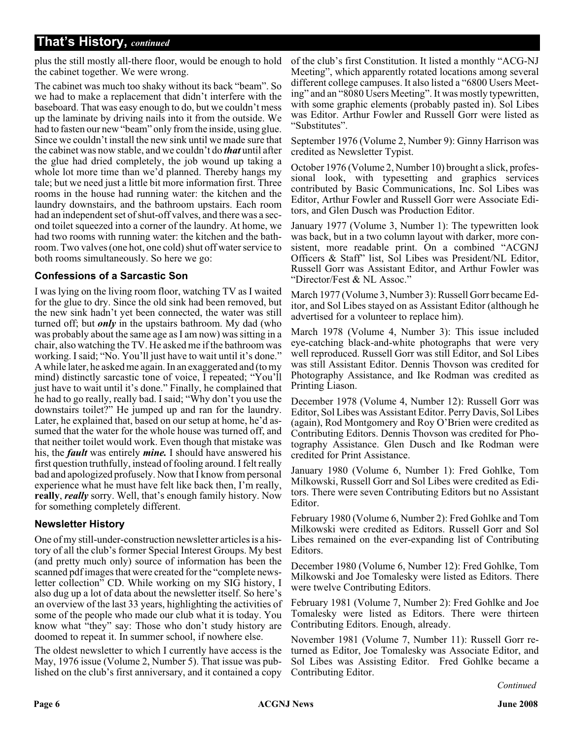## That's History, *continued*

plus the still mostly all-there floor, would be enough to hold the cabinet together. We were wrong.

The cabinet was much too shaky without its back "beam". So we had to make a replacement that didn't interfere with the baseboard. That was easy enough to do, but we couldn't mess up the laminate by driving nails into it from the outside. We had to fasten our new "beam" only from the inside, using glue. Since we couldn't install the new sink until we made sure that the cabinet was now stable, and we couldn't do ***that*** until after the glue had dried completely, the job wound up taking a whole lot more time than we'd planned. Thereby hangs my tale; but we need just a little bit more information first. Three rooms in the house had running water: the kitchen and the laundry downstairs, and the bathroom upstairs. Each room had an independent set of shut-off valves, and there was a second toilet squeezed into a corner of the laundry. At home, we had two rooms with running water: the kitchen and the bathroom. Two valves (one hot, one cold) shut off water service to both rooms simultaneously. So here we go:

### Confessions of a Sarcastic Son

I was lying on the living room floor, watching TV as I waited for the glue to dry. Since the old sink had been removed, but the new sink hadn't yet been connected, the water was still turned off; but ***only*** in the upstairs bathroom. My dad (who was probably about the same age as I am now) was sitting in a chair, also watching the TV. He asked me if the bathroom was working. I said; "No. You'll just have to wait until it's done." A while later, he asked me again. In an exaggerated and (to my mind) distinctly sarcastic tone of voice, I repeated; "You'll just have to wait until it's done." Finally, he complained that he had to go really, really bad. I said; "Why don't you use the downstairs toilet?" He jumped up and ran for the laundry. Later, he explained that, based on our setup at home, he'd assumed that the water for the whole house was turned off, and that neither toilet would work. Even though that mistake was his, the ***fault*** was entirely ***mine.*** I should have answered his first question truthfully, instead of fooling around. I felt really bad and apologized profusely. Now that I know from personal experience what he must have felt like back then, I'm really, **really**, ***really*** sorry. Well, that's enough family history. Now for something completely different.

### Newsletter History

One of my still-under-construction newsletter articles is a history of all the club's former Special Interest Groups. My best (and pretty much only) source of information has been the scanned pdf images that were created for the "complete newsletter collection" CD. While working on my SIG history, I also dug up a lot of data about the newsletter itself. So here's an overview of the last 33 years, highlighting the activities of some of the people who made our club what it is today. You know what "they" say: Those who don't study history are doomed to repeat it. In summer school, if nowhere else.

The oldest newsletter to which I currently have access is the May, 1976 issue (Volume 2, Number 5). That issue was published on the club's first anniversary, and it contained a copy of the club's first Constitution. It listed a monthly "ACG-NJ Meeting", which apparently rotated locations among several different college campuses. It also listed a "6800 Users Meeting" and an "8080 Users Meeting". It was mostly typewritten, with some graphic elements (probably pasted in). Sol Libes was Editor. Arthur Fowler and Russell Gorr were listed as "Substitutes".

September 1976 (Volume 2, Number 9): Ginny Harrison was credited as Newsletter Typist.

October 1976 (Volume 2, Number 10) brought a slick, professional look, with typesetting and graphics services contributed by Basic Communications, Inc. Sol Libes was Editor, Arthur Fowler and Russell Gorr were Associate Editors, and Glen Dusch was Production Editor.

January 1977 (Volume 3, Number 1): The typewritten look was back, but in a two column layout with darker, more consistent, more readable print. On a combined "ACGNJ Officers & Staff" list, Sol Libes was President/NL Editor, Russell Gorr was Assistant Editor, and Arthur Fowler was "Director/Fest & NL Assoc."

March 1977 (Volume 3, Number 3): Russell Gorr became Editor, and Sol Libes stayed on as Assistant Editor (although he advertised for a volunteer to replace him).

March 1978 (Volume 4, Number 3): This issue included eye-catching black-and-white photographs that were very well reproduced. Russell Gorr was still Editor, and Sol Libes was still Assistant Editor. Dennis Thovson was credited for Photography Assistance, and Ike Rodman was credited as Printing Liason.

December 1978 (Volume 4, Number 12): Russell Gorr was Editor, Sol Libes was Assistant Editor. Perry Davis, Sol Libes (again), Rod Montgomery and Roy O'Brien were credited as Contributing Editors. Dennis Thovson was credited for Photography Assistance. Glen Dusch and Ike Rodman were credited for Print Assistance.

January 1980 (Volume 6, Number 1): Fred Gohlke, Tom Milkowski, Russell Gorr and Sol Libes were credited as Editors. There were seven Contributing Editors but no Assistant Editor.

February 1980 (Volume 6, Number 2): Fred Gohlke and Tom Milkowski were credited as Editors. Russell Gorr and Sol Libes remained on the ever-expanding list of Contributing Editors.

December 1980 (Volume 6, Number 12): Fred Gohlke, Tom Milkowski and Joe Tomalesky were listed as Editors. There were twelve Contributing Editors.

February 1981 (Volume 7, Number 2): Fred Gohlke and Joe Tomalesky were listed as Editors. There were thirteen Contributing Editors. Enough, already.

November 1981 (Volume 7, Number 11): Russell Gorr returned as Editor, Joe Tomalesky was Associate Editor, and Sol Libes was Assisting Editor. Fred Gohlke became a Contributing Editor.

*Continued*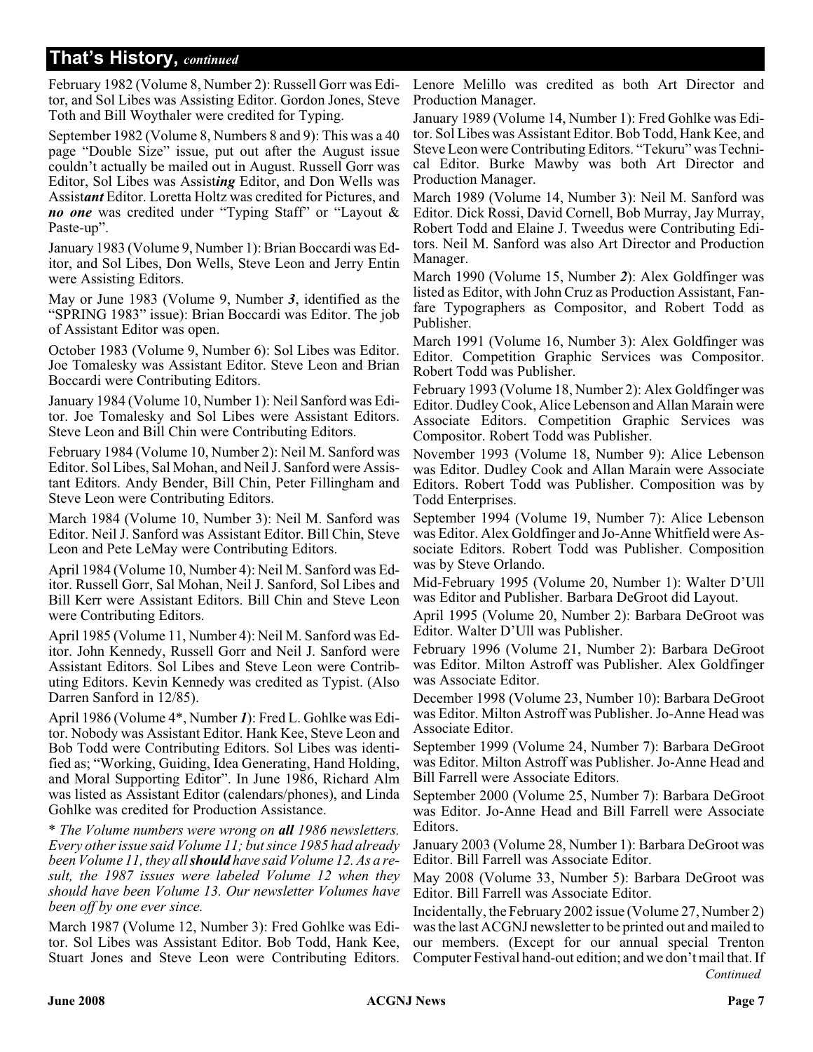## That's History, *continued*

February 1982 (Volume 8, Number 2): Russell Gorr was Editor, and Sol Libes was Assisting Editor. Gordon Jones, Steve Toth and Bill Woythaler were credited for Typing.

September 1982 (Volume 8, Numbers 8 and 9): This was a 40 page "Double Size" issue, put out after the August issue couldn't actually be mailed out in August. Russell Gorr was Editor, Sol Libes was Assist***ing*** Editor, and Don Wells was Assist***ant*** Editor. Loretta Holtz was credited for Pictures, and ***no one*** was credited under "Typing Staff" or "Layout & Paste-up".

January 1983 (Volume 9, Number 1): Brian Boccardi was Editor, and Sol Libes, Don Wells, Steve Leon and Jerry Entin were Assisting Editors.

May or June 1983 (Volume 9, Number ***3***, identified as the "SPRING 1983" issue): Brian Boccardi was Editor. The job of Assistant Editor was open.

October 1983 (Volume 9, Number 6): Sol Libes was Editor. Joe Tomalesky was Assistant Editor. Steve Leon and Brian Boccardi were Contributing Editors.

January 1984 (Volume 10, Number 1): Neil Sanford was Editor. Joe Tomalesky and Sol Libes were Assistant Editors. Steve Leon and Bill Chin were Contributing Editors.

February 1984 (Volume 10, Number 2): Neil M. Sanford was Editor. Sol Libes, Sal Mohan, and Neil J. Sanford were Assistant Editors. Andy Bender, Bill Chin, Peter Fillingham and Steve Leon were Contributing Editors.

March 1984 (Volume 10, Number 3): Neil M. Sanford was Editor. Neil J. Sanford was Assistant Editor. Bill Chin, Steve Leon and Pete LeMay were Contributing Editors.

April 1984 (Volume 10, Number 4): Neil M. Sanford was Editor. Russell Gorr, Sal Mohan, Neil J. Sanford, Sol Libes and Bill Kerr were Assistant Editors. Bill Chin and Steve Leon were Contributing Editors.

April 1985 (Volume 11, Number 4): Neil M. Sanford was Editor. John Kennedy, Russell Gorr and Neil J. Sanford were Assistant Editors. Sol Libes and Steve Leon were Contributing Editors. Kevin Kennedy was credited as Typist. (Also Darren Sanford in 12/85).

April 1986 (Volume 4*, Number ***1***): Fred L. Gohlke was Editor. Nobody was Assistant Editor. Hank Kee, Steve Leon and Bob Todd were Contributing Editors. Sol Libes was identified as; "Working, Guiding, Idea Generating, Hand Holding, and Moral Supporting Editor". In June 1986, Richard Alm was listed as Assistant Editor (calendars/phones), and Linda Gohlke was credited for Production Assistance.

\* *The Volume numbers were wrong on* ***all*** *1986 newsletters. Every other issue said Volume 11; but since 1985 had already been Volume 11, they all* ***should*** *have said Volume 12. As a result, the 1987 issues were labeled Volume 12 when they should have been Volume 13. Our newsletter Volumes have been off by one ever since.*

March 1987 (Volume 12, Number 3): Fred Gohlke was Editor. Sol Libes was Assistant Editor. Bob Todd, Hank Kee, Stuart Jones and Steve Leon were Contributing Editors. Lenore Melillo was credited as both Art Director and Production Manager.

January 1989 (Volume 14, Number 1): Fred Gohlke was Editor. Sol Libes was Assistant Editor. Bob Todd, Hank Kee, and Steve Leon were Contributing Editors. "Tekuru" was Technical Editor. Burke Mawby was both Art Director and Production Manager.

March 1989 (Volume 14, Number 3): Neil M. Sanford was Editor. Dick Rossi, David Cornell, Bob Murray, Jay Murray, Robert Todd and Elaine J. Tweedus were Contributing Editors. Neil M. Sanford was also Art Director and Production Manager.

March 1990 (Volume 15, Number ***2***): Alex Goldfinger was listed as Editor, with John Cruz as Production Assistant, Fanfare Typographers as Compositor, and Robert Todd as Publisher.

March 1991 (Volume 16, Number 3): Alex Goldfinger was Editor. Competition Graphic Services was Compositor. Robert Todd was Publisher.

February 1993 (Volume 18, Number 2): Alex Goldfinger was Editor. Dudley Cook, Alice Lebenson and Allan Marain were Associate Editors. Competition Graphic Services was Compositor. Robert Todd was Publisher.

November 1993 (Volume 18, Number 9): Alice Lebenson was Editor. Dudley Cook and Allan Marain were Associate Editors. Robert Todd was Publisher. Composition was by Todd Enterprises.

September 1994 (Volume 19, Number 7): Alice Lebenson was Editor. Alex Goldfinger and Jo-Anne Whitfield were Associate Editors. Robert Todd was Publisher. Composition was by Steve Orlando.

Mid-February 1995 (Volume 20, Number 1): Walter D'Ull was Editor and Publisher. Barbara DeGroot did Layout.

April 1995 (Volume 20, Number 2): Barbara DeGroot was Editor. Walter D'Ull was Publisher.

February 1996 (Volume 21, Number 2): Barbara DeGroot was Editor. Milton Astroff was Publisher. Alex Goldfinger was Associate Editor.

December 1998 (Volume 23, Number 10): Barbara DeGroot was Editor. Milton Astroff was Publisher. Jo-Anne Head was Associate Editor.

September 1999 (Volume 24, Number 7): Barbara DeGroot was Editor. Milton Astroff was Publisher. Jo-Anne Head and Bill Farrell were Associate Editors.

September 2000 (Volume 25, Number 7): Barbara DeGroot was Editor. Jo-Anne Head and Bill Farrell were Associate Editors.

January 2003 (Volume 28, Number 1): Barbara DeGroot was Editor. Bill Farrell was Associate Editor.

May 2008 (Volume 33, Number 5): Barbara DeGroot was Editor. Bill Farrell was Associate Editor.

Incidentally, the February 2002 issue (Volume 27, Number 2) was the last ACGNJ newsletter to be printed out and mailed to our members. (Except for our annual special Trenton Computer Festival hand-out edition; and we don't mail that. If

*Continued*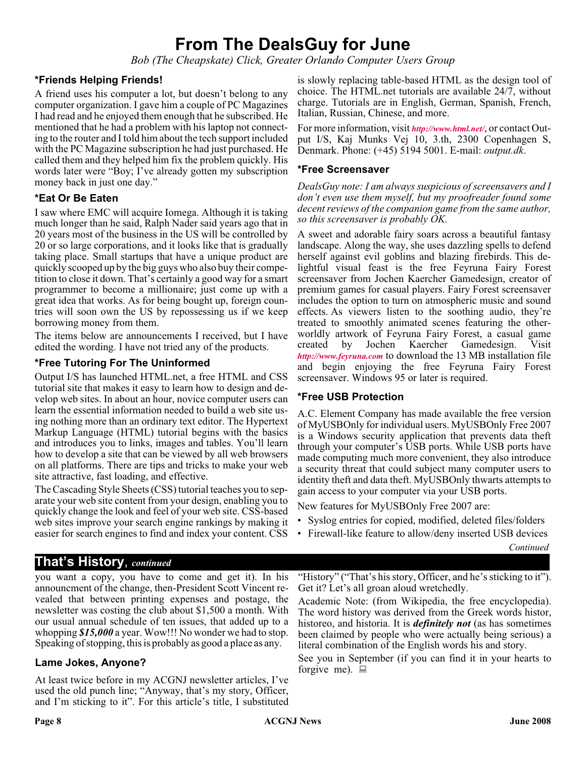# From The DealsGuy for June

*Bob (The Cheapskate) Click, Greater Orlando Computer Users Group*

### *Friends Helping Friends!

A friend uses his computer a lot, but doesn't belong to any computer organization. I gave him a couple of PC Magazines I had read and he enjoyed them enough that he subscribed. He mentioned that he had a problem with his laptop not connecting to the router and I told him about the tech support included with the PC Magazine subscription he had just purchased. He called them and they helped him fix the problem quickly. His words later were "Boy; I've already gotten my subscription money back in just one day."

### *Eat Or Be Eaten

I saw where EMC will acquire Iomega. Although it is taking much longer than he said, Ralph Nader said years ago that in 20 years most of the business in the US will be controlled by 20 or so large corporations, and it looks like that is gradually taking place. Small startups that have a unique product are quickly scooped up by the big guys who also buy their competition to close it down. That's certainly a good way for a smart programmer to become a millionaire; just come up with a great idea that works. As for being bought up, foreign countries will soon own the US by repossessing us if we keep borrowing money from them.

The items below are announcements I received, but I have edited the wording. I have not tried any of the products.

### *Free Tutoring For The Uninformed

Output I/S has launched HTML.net, a free HTML and CSS tutorial site that makes it easy to learn how to design and develop web sites. In about an hour, novice computer users can learn the essential information needed to build a web site using nothing more than an ordinary text editor. The Hypertext Markup Language (HTML) tutorial begins with the basics and introduces you to links, images and tables. You'll learn how to develop a site that can be viewed by all web browsers on all platforms. There are tips and tricks to make your web site attractive, fast loading, and effective.

The Cascading Style Sheets (CSS) tutorial teaches you to separate your web site content from your design, enabling you to quickly change the look and feel of your web site. CSS-based web sites improve your search engine rankings by making it easier for search engines to find and index your content. CSS is slowly replacing table-based HTML as the design tool of choice. The HTML.net tutorials are available 24/7, without charge. Tutorials are in English, German, Spanish, French, Italian, Russian, Chinese, and more.

For more information, visit ***http://www.html.net/***, or contact Output I/S, Kaj Munks Vej 10, 3.th, 2300 Copenhagen S, Denmark. Phone: (+45) 5194 5001. E-mail: *output.dk*.

### *Free Screensaver

*DealsGuy note: I am always suspicious of screensavers and I don't even use them myself, but my proofreader found some decent reviews of the companion game from the same author, so this screensaver is probably OK.*

A sweet and adorable fairy soars across a beautiful fantasy landscape. Along the way, she uses dazzling spells to defend herself against evil goblins and blazing firebirds. This delightful visual feast is the free Feyruna Fairy Forest screensaver from Jochen Kaercher Gamedesign, creator of premium games for casual players. Fairy Forest screensaver includes the option to turn on atmospheric music and sound effects. As viewers listen to the soothing audio, they're treated to smoothly animated scenes featuring the otherworldly artwork of Feyruna Fairy Forest, a casual game created by Jochen Kaercher Gamedesign. Visit ***http://www.feyruna.com*** to download the 13 MB installation file and begin enjoying the free Feyruna Fairy Forest screensaver. Windows 95 or later is required.

### *Free USB Protection

A.C. Element Company has made available the free version of MyUSBOnly for individual users. MyUSBOnly Free 2007 is a Windows security application that prevents data theft through your computer's USB ports. While USB ports have made computing much more convenient, they also introduce a security threat that could subject many computer users to identity theft and data theft. MyUSBOnly thwarts attempts to gain access to your computer via your USB ports.

New features for MyUSBOnly Free 2007 are:

- Syslog entries for copied, modified, deleted files/folders
- Firewall-like feature to allow/deny inserted USB devices

*Continued*

## That's History, *continued*

you want a copy, you have to come and get it). In his announcment of the change, then-President Scott Vincent revealed that between printing expenses and postage, the newsletter was costing the club about $1,500 a month. With our usual annual schedule of ten issues, that added up to a whopping ***$15,000*** a year. Wow!!! No wonder we had to stop. Speaking of stopping, this is probably as good a place as any.

### Lame Jokes, Anyone?

At least twice before in my ACGNJ newsletter articles, I've used the old punch line; "Anyway, that's my story, Officer, and I'm sticking to it". For this article's title, I substituted "History" ("That's his story, Officer, and he's sticking to it"). Get it? Let's all groan aloud wretchedly.

Academic Note: (from Wikipedia, the free encyclopedia). The word history was derived from the Greek words histor, historeo, and historia. It is ***definitely not*** (as has sometimes been claimed by people who were actually being serious) a literal combination of the English words his and story.

See you in September (if you can find it in your hearts to forgive me).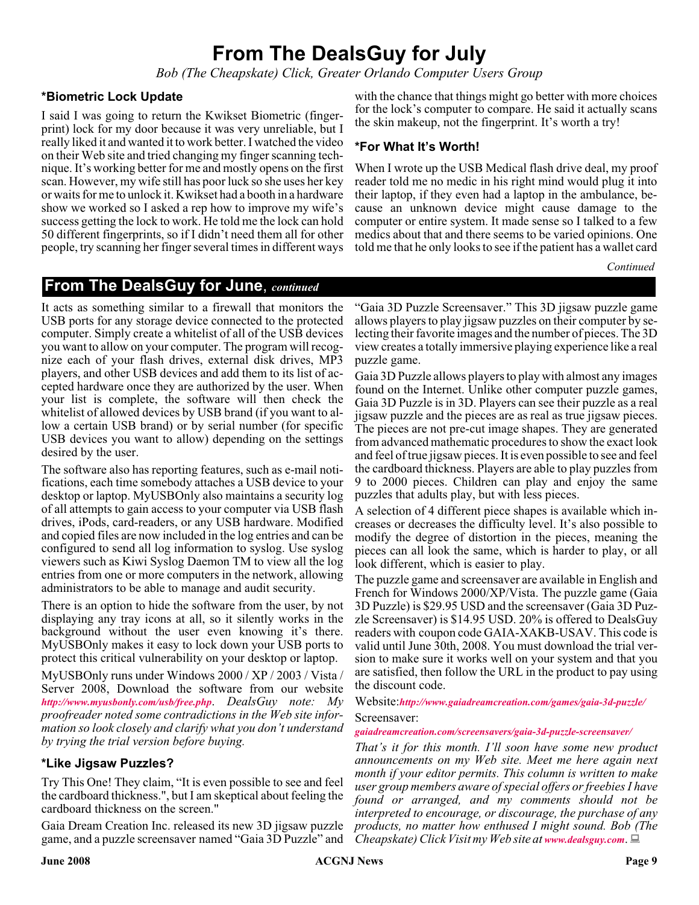# From The DealsGuy for July

*Bob (The Cheapskate) Click, Greater Orlando Computer Users Group*

### *Biometric Lock Update

I said I was going to return the Kwikset Biometric (fingerprint) lock for my door because it was very unreliable, but I really liked it and wanted it to work better. I watched the video on their Web site and tried changing my finger scanning technique. It's working better for me and mostly opens on the first scan. However, my wife still has poor luck so she uses her key or waits for me to unlock it. Kwikset had a booth in a hardware show we worked so I asked a rep how to improve my wife's success getting the lock to work. He told me the lock can hold 50 different fingerprints, so if I didn't need them all for other people, try scanning her finger several times in different ways with the chance that things might go better with more choices for the lock's computer to compare. He said it actually scans the skin makeup, not the fingerprint. It's worth a try!

### *For What It's Worth!

When I wrote up the USB Medical flash drive deal, my proof reader told me no medic in his right mind would plug it into their laptop, if they even had a laptop in the ambulance, because an unknown device might cause damage to the computer or entire system. It made sense so I talked to a few medics about that and there seems to be varied opinions. One told me that he only looks to see if the patient has a wallet card

*Continued*

## From The DealsGuy for June, *continued*

It acts as something similar to a firewall that monitors the USB ports for any storage device connected to the protected computer. Simply create a whitelist of all of the USB devices you want to allow on your computer. The program will recognize each of your flash drives, external disk drives, MP3 players, and other USB devices and add them to its list of accepted hardware once they are authorized by the user. When your list is complete, the software will then check the whitelist of allowed devices by USB brand (if you want to allow a certain USB brand) or by serial number (for specific USB devices you want to allow) depending on the settings desired by the user.

The software also has reporting features, such as e-mail notifications, each time somebody attaches a USB device to your desktop or laptop. MyUSBOnly also maintains a security log of all attempts to gain access to your computer via USB flash drives, iPods, card-readers, or any USB hardware. Modified and copied files are now included in the log entries and can be configured to send all log information to syslog. Use syslog viewers such as Kiwi Syslog Daemon TM to view all the log entries from one or more computers in the network, allowing administrators to be able to manage and audit security.

There is an option to hide the software from the user, by not displaying any tray icons at all, so it silently works in the background without the user even knowing it's there. MyUSBOnly makes it easy to lock down your USB ports to protect this critical vulnerability on your desktop or laptop.

MyUSBOnly runs under Windows 2000 / XP / 2003 / Vista / Server 2008, Download the software from our website *http://www.myusbonly.com/usb/free.php*. *DealsGuy note: My proofreader noted some contradictions in the Web site information so look closely and clarify what you don't understand by trying the trial version before buying.*

### *Like Jigsaw Puzzles?

Try This One! They claim, "It is even possible to see and feel the cardboard thickness.", but I am skeptical about feeling the cardboard thickness on the screen."

Gaia Dream Creation Inc. released its new 3D jigsaw puzzle game, and a puzzle screensaver named "Gaia 3D Puzzle" and "Gaia 3D Puzzle Screensaver." This 3D jigsaw puzzle game allows players to play jigsaw puzzles on their computer by selecting their favorite images and the number of pieces. The 3D view creates a totally immersive playing experience like a real puzzle game.

Gaia 3D Puzzle allows players to play with almost any images found on the Internet. Unlike other computer puzzle games, Gaia 3D Puzzle is in 3D. Players can see their puzzle as a real jigsaw puzzle and the pieces are as real as true jigsaw pieces. The pieces are not pre-cut image shapes. They are generated from advanced mathematic procedures to show the exact look and feel of true jigsaw pieces. It is even possible to see and feel the cardboard thickness. Players are able to play puzzles from 9 to 2000 pieces. Children can play and enjoy the same puzzles that adults play, but with less pieces.

A selection of 4 different piece shapes is available which increases or decreases the difficulty level. It's also possible to modify the degree of distortion in the pieces, meaning the pieces can all look the same, which is harder to play, or all look different, which is easier to play.

The puzzle game and screensaver are available in English and French for Windows 2000/XP/Vista. The puzzle game (Gaia 3D Puzzle) is $29.95 USD and the screensaver (Gaia 3D Puzzle Screensaver) is $14.95 USD. 20% is offered to DealsGuy readers with coupon code GAIA-XAKB-USAV. This code is valid until June 30th, 2008. You must download the trial version to make sure it works well on your system and that you are satisfied, then follow the URL in the product to pay using the discount code.

Website: *http://www.gaiadreamcreation.com/games/gaia-3d-puzzle/*

Screensaver:

*gaiadreamcreation.com/screensavers/gaia-3d-puzzle-screensaver/*

*That's it for this month. I'll soon have some new product announcements on my Web site. Meet me here again next month if your editor permits. This column is written to make user group members aware of special offers or freebies I have found or arranged, and my comments should not be interpreted to encourage, or discourage, the purchase of any products, no matter how enthused I might sound. Bob (The Cheapskate) Click Visit my Web site at* *www.dealsguy.com*.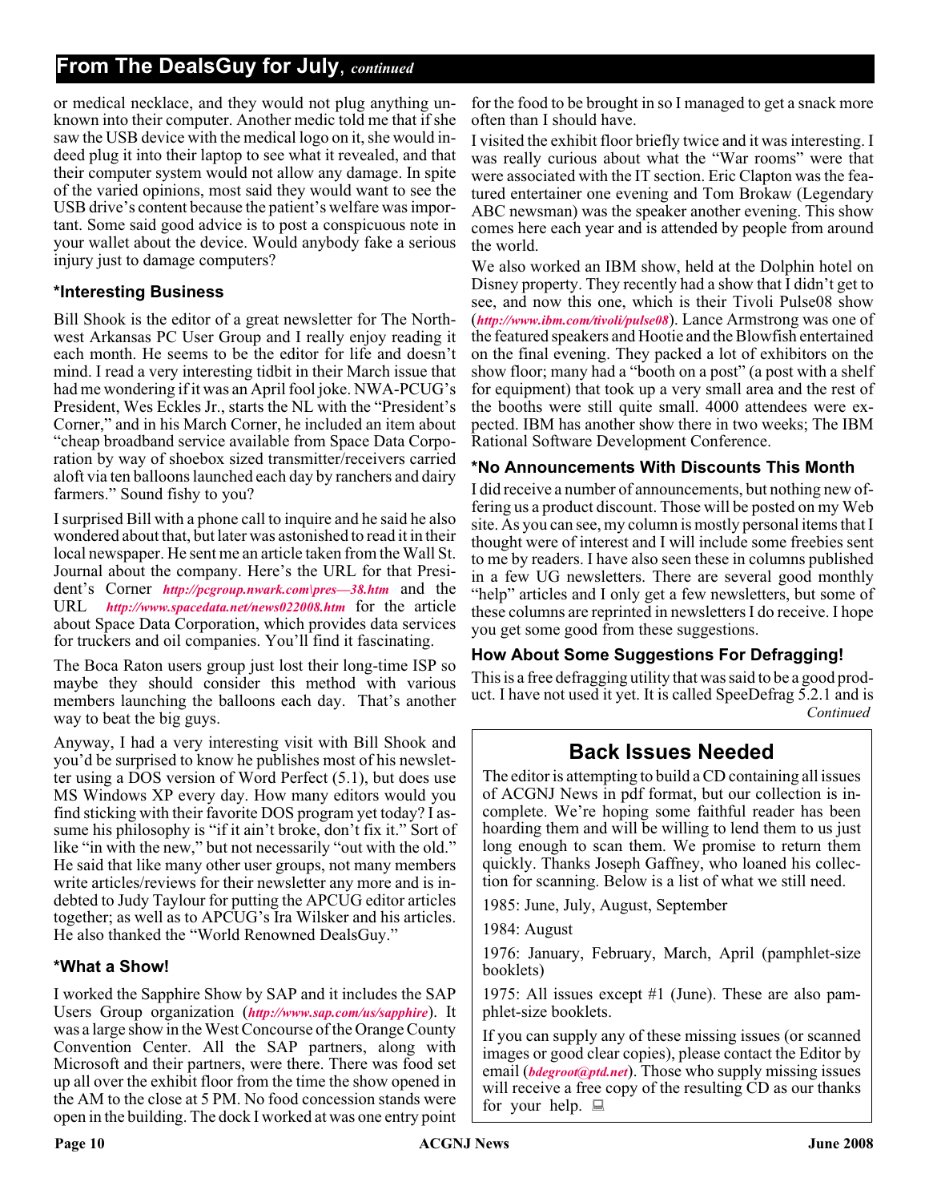## From The DealsGuy for July, *continued*

or medical necklace, and they would not plug anything unknown into their computer. Another medic told me that if she saw the USB device with the medical logo on it, she would indeed plug it into their laptop to see what it revealed, and that their computer system would not allow any damage. In spite of the varied opinions, most said they would want to see the USB drive's content because the patient's welfare was important. Some said good advice is to post a conspicuous note in your wallet about the device. Would anybody fake a serious injury just to damage computers?

### *Interesting Business

Bill Shook is the editor of a great newsletter for The Northwest Arkansas PC User Group and I really enjoy reading it each month. He seems to be the editor for life and doesn't mind. I read a very interesting tidbit in their March issue that had me wondering if it was an April fool joke. NWA-PCUG's President, Wes Eckles Jr., starts the NL with the "President's Corner," and in his March Corner, he included an item about "cheap broadband service available from Space Data Corporation by way of shoebox sized transmitter/receivers carried aloft via ten balloons launched each day by ranchers and dairy farmers." Sound fishy to you?

I surprised Bill with a phone call to inquire and he said he also wondered about that, but later was astonished to read it in their local newspaper. He sent me an article taken from the Wall St. Journal about the company. Here's the URL for that President's Corner *http://pcgroup.nwark.com\pres—38.htm* and the URL *http://www.spacedata.net/news022008.htm* for the article about Space Data Corporation, which provides data services for truckers and oil companies. You'll find it fascinating.

The Boca Raton users group just lost their long-time ISP so maybe they should consider this method with various members launching the balloons each day. That's another way to beat the big guys.

Anyway, I had a very interesting visit with Bill Shook and you'd be surprised to know he publishes most of his newsletter using a DOS version of Word Perfect (5.1), but does use MS Windows XP every day. How many editors would you find sticking with their favorite DOS program yet today? I assume his philosophy is "if it ain't broke, don't fix it." Sort of like "in with the new," but not necessarily "out with the old." He said that like many other user groups, not many members write articles/reviews for their newsletter any more and is indebted to Judy Taylour for putting the APCUG editor articles together; as well as to APCUG's Ira Wilsker and his articles. He also thanked the "World Renowned DealsGuy."

### *What a Show!

I worked the Sapphire Show by SAP and it includes the SAP Users Group organization (*http://www.sap.com/us/sapphire*). It was a large show in the West Concourse of the Orange County Convention Center. All the SAP partners, along with Microsoft and their partners, were there. There was food set up all over the exhibit floor from the time the show opened in the AM to the close at 5 PM. No food concession stands were open in the building. The dock I worked at was one entry point for the food to be brought in so I managed to get a snack more often than I should have.

I visited the exhibit floor briefly twice and it was interesting. I was really curious about what the "War rooms" were that were associated with the IT section. Eric Clapton was the featured entertainer one evening and Tom Brokaw (Legendary ABC newsman) was the speaker another evening. This show comes here each year and is attended by people from around the world.

We also worked an IBM show, held at the Dolphin hotel on Disney property. They recently had a show that I didn't get to see, and now this one, which is their Tivoli Pulse08 show (*http://www.ibm.com/tivoli/pulse08*). Lance Armstrong was one of the featured speakers and Hootie and the Blowfish entertained on the final evening. They packed a lot of exhibitors on the show floor; many had a "booth on a post" (a post with a shelf for equipment) that took up a very small area and the rest of the booths were still quite small. 4000 attendees were expected. IBM has another show there in two weeks; The IBM Rational Software Development Conference.

### *No Announcements With Discounts This Month

I did receive a number of announcements, but nothing new offering us a product discount. Those will be posted on my Web site. As you can see, my column is mostly personal items that I thought were of interest and I will include some freebies sent to me by readers. I have also seen these in columns published in a few UG newsletters. There are several good monthly "help" articles and I only get a few newsletters, but some of these columns are reprinted in newsletters I do receive. I hope you get some good from these suggestions.

### How About Some Suggestions For Defragging!

This is a free defragging utility that was said to be a good product. I have not used it yet. It is called SpeeDefrag 5.2.1 and is

*Continued*

## Back Issues Needed

The editor is attempting to build a CD containing all issues of ACGNJ News in pdf format, but our collection is incomplete. We're hoping some faithful reader has been hoarding them and will be willing to lend them to us just long enough to scan them. We promise to return them quickly. Thanks Joseph Gaffney, who loaned his collection for scanning. Below is a list of what we still need.

1985: June, July, August, September

1984: August

1976: January, February, March, April (pamphlet-size booklets)

1975: All issues except #1 (June). These are also pamphlet-size booklets.

If you can supply any of these missing issues (or scanned images or good clear copies), please contact the Editor by email (*bdegroot@ptd.net*). Those who supply missing issues will receive a free copy of the resulting CD as our thanks for your help.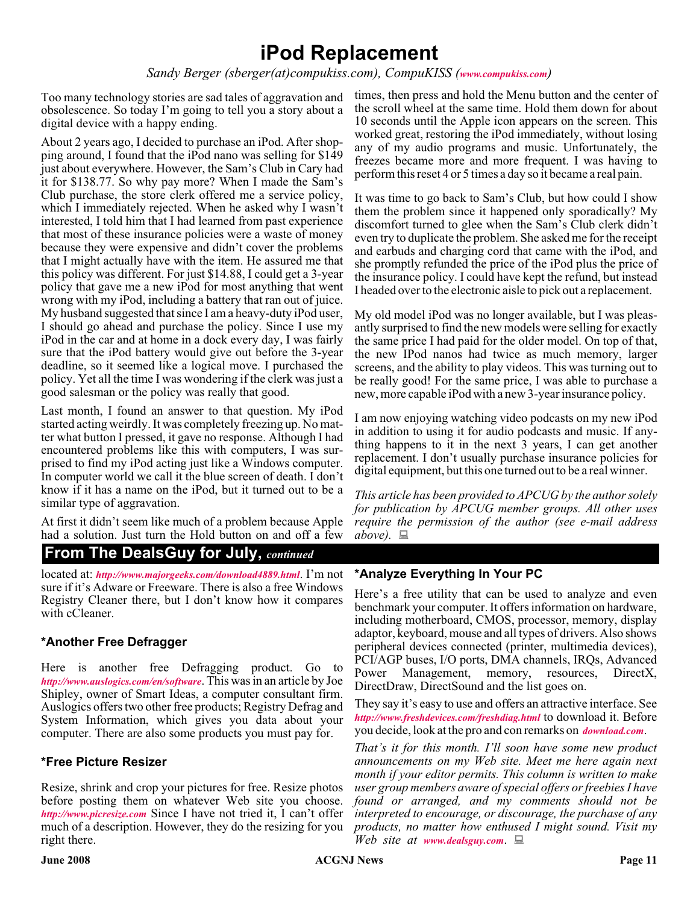# iPod Replacement

*Sandy Berger (sberger(at)compukiss.com), CompuKISS (www.compukiss.com)*

Too many technology stories are sad tales of aggravation and obsolescence. So today I'm going to tell you a story about a digital device with a happy ending.

About 2 years ago, I decided to purchase an iPod. After shopping around, I found that the iPod nano was selling for $149 just about everywhere. However, the Sam's Club in Cary had it for $138.77. So why pay more? When I made the Sam's Club purchase, the store clerk offered me a service policy, which I immediately rejected. When he asked why I wasn't interested, I told him that I had learned from past experience that most of these insurance policies were a waste of money because they were expensive and didn't cover the problems that I might actually have with the item. He assured me that this policy was different. For just $14.88, I could get a 3-year policy that gave me a new iPod for most anything that went wrong with my iPod, including a battery that ran out of juice. My husband suggested that since I am a heavy-duty iPod user, I should go ahead and purchase the policy. Since I use my iPod in the car and at home in a dock every day, I was fairly sure that the iPod battery would give out before the 3-year deadline, so it seemed like a logical move. I purchased the policy. Yet all the time I was wondering if the clerk was just a good salesman or the policy was really that good.

Last month, I found an answer to that question. My iPod started acting weirdly. It was completely freezing up. No matter what button I pressed, it gave no response. Although I had encountered problems like this with computers, I was surprised to find my iPod acting just like a Windows computer. In computer world we call it the blue screen of death. I don't know if it has a name on the iPod, but it turned out to be a similar type of aggravation.

At first it didn't seem like much of a problem because Apple had a solution. Just turn the Hold button on and off a few times, then press and hold the Menu button and the center of the scroll wheel at the same time. Hold them down for about 10 seconds until the Apple icon appears on the screen. This worked great, restoring the iPod immediately, without losing any of my audio programs and music. Unfortunately, the freezes became more and more frequent. I was having to perform this reset 4 or 5 times a day so it became a real pain.

It was time to go back to Sam's Club, but how could I show them the problem since it happened only sporadically? My discomfort turned to glee when the Sam's Club clerk didn't even try to duplicate the problem. She asked me for the receipt and earbuds and charging cord that came with the iPod, and she promptly refunded the price of the iPod plus the price of the insurance policy. I could have kept the refund, but instead I headed over to the electronic aisle to pick out a replacement.

My old model iPod was no longer available, but I was pleasantly surprised to find the new models were selling for exactly the same price I had paid for the older model. On top of that, the new IPod nanos had twice as much memory, larger screens, and the ability to play videos. This was turning out to be really good! For the same price, I was able to purchase a new, more capable iPod with a new 3-year insurance policy.

I am now enjoying watching video podcasts on my new iPod in addition to using it for audio podcasts and music. If anything happens to it in the next 3 years, I can get another replacement. I don't usually purchase insurance policies for digital equipment, but this one turned out to be a real winner.

*This article has been provided to APCUG by the author solely for publication by APCUG member groups. All other uses require the permission of the author (see e-mail address above).*

## From The DealsGuy for July, *continued*

located at: *http://www.majorgeeks.com/download4889.html*. I'm not sure if it's Adware or Freeware. There is also a free Windows Registry Cleaner there, but I don't know how it compares with cCleaner.

### *Another Free Defragger

Here is another free Defragging product. Go to *http://www.auslogics.com/en/software*. This was in an article by Joe Shipley, owner of Smart Ideas, a computer consultant firm. Auslogics offers two other free products; Registry Defrag and System Information, which gives you data about your computer. There are also some products you must pay for.

### *Free Picture Resizer

Resize, shrink and crop your pictures for free. Resize photos before posting them on whatever Web site you choose. *http://www.picresize.com* Since I have not tried it, I can't offer much of a description. However, they do the resizing for you right there.

### *Analyze Everything In Your PC

Here's a free utility that can be used to analyze and even benchmark your computer. It offers information on hardware, including motherboard, CMOS, processor, memory, display adaptor, keyboard, mouse and all types of drivers. Also shows peripheral devices connected (printer, multimedia devices), PCI/AGP buses, I/O ports, DMA channels, IRQs, Advanced Power Management, memory, resources, DirectX, DirectDraw, DirectSound and the list goes on.

They say it's easy to use and offers an attractive interface. See *http://www.freshdevices.com/freshdiag.html* to download it. Before you decide, look at the pro and con remarks on *download.com*.

*That's it for this month. I'll soon have some new product announcements on my Web site. Meet me here again next month if your editor permits. This column is written to make user group members aware of special offers or freebies I have found or arranged, and my comments should not be interpreted to encourage, or discourage, the purchase of any products, no matter how enthused I might sound. Visit my Web site at www.dealsguy.com.*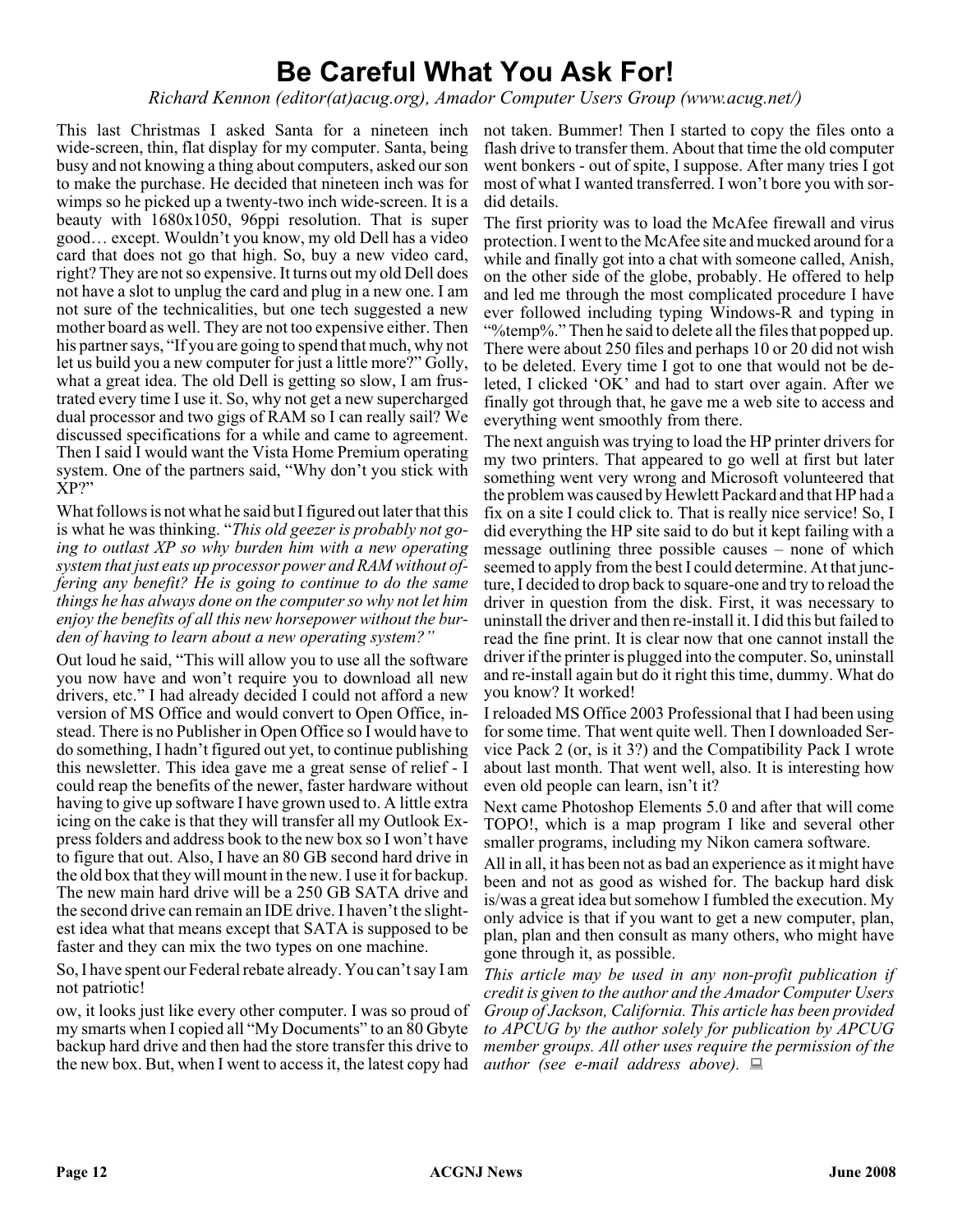# Be Careful What You Ask For!

*Richard Kennon (editor(at)acug.org), Amador Computer Users Group (www.acug.net/)*

This last Christmas I asked Santa for a nineteen inch wide-screen, thin, flat display for my computer. Santa, being busy and not knowing a thing about computers, asked our son to make the purchase. He decided that nineteen inch was for wimps so he picked up a twenty-two inch wide-screen. It is a beauty with 1680x1050, 96ppi resolution. That is super good… except. Wouldn't you know, my old Dell has a video card that does not go that high. So, buy a new video card, right? They are not so expensive. It turns out my old Dell does not have a slot to unplug the card and plug in a new one. I am not sure of the technicalities, but one tech suggested a new mother board as well. They are not too expensive either. Then his partner says, "If you are going to spend that much, why not let us build you a new computer for just a little more?" Golly, what a great idea. The old Dell is getting so slow, I am frustrated every time I use it. So, why not get a new supercharged dual processor and two gigs of RAM so I can really sail? We discussed specifications for a while and came to agreement. Then I said I would want the Vista Home Premium operating system. One of the partners said, "Why don't you stick with XP?"

What follows is not what he said but I figured out later that this is what he was thinking. "*This old geezer is probably not going to outlast XP so why burden him with a new operating system that just eats up processor power and RAM without offering any benefit? He is going to continue to do the same things he has always done on the computer so why not let him enjoy the benefits of all this new horsepower without the burden of having to learn about a new operating system?"*

Out loud he said, "This will allow you to use all the software you now have and won't require you to download all new drivers, etc." I had already decided I could not afford a new version of MS Office and would convert to Open Office, instead. There is no Publisher in Open Office so I would have to do something, I hadn't figured out yet, to continue publishing this newsletter. This idea gave me a great sense of relief - I could reap the benefits of the newer, faster hardware without having to give up software I have grown used to. A little extra icing on the cake is that they will transfer all my Outlook Express folders and address book to the new box so I won't have to figure that out. Also, I have an 80 GB second hard drive in the old box that they will mount in the new. I use it for backup. The new main hard drive will be a 250 GB SATA drive and the second drive can remain an IDE drive. I haven't the slightest idea what that means except that SATA is supposed to be faster and they can mix the two types on one machine.

So, I have spent our Federal rebate already. You can't say I am not patriotic!

ow, it looks just like every other computer. I was so proud of my smarts when I copied all "My Documents" to an 80 Gbyte backup hard drive and then had the store transfer this drive to the new box. But, when I went to access it, the latest copy had not taken. Bummer! Then I started to copy the files onto a flash drive to transfer them. About that time the old computer went bonkers - out of spite, I suppose. After many tries I got most of what I wanted transferred. I won't bore you with sordid details.

The first priority was to load the McAfee firewall and virus protection. I went to the McAfee site and mucked around for a while and finally got into a chat with someone called, Anish, on the other side of the globe, probably. He offered to help and led me through the most complicated procedure I have ever followed including typing Windows-R and typing in "%temp%." Then he said to delete all the files that popped up. There were about 250 files and perhaps 10 or 20 did not wish to be deleted. Every time I got to one that would not be deleted, I clicked 'OK' and had to start over again. After we finally got through that, he gave me a web site to access and everything went smoothly from there.

The next anguish was trying to load the HP printer drivers for my two printers. That appeared to go well at first but later something went very wrong and Microsoft volunteered that the problem was caused by Hewlett Packard and that HP had a fix on a site I could click to. That is really nice service! So, I did everything the HP site said to do but it kept failing with a message outlining three possible causes – none of which seemed to apply from the best I could determine. At that juncture, I decided to drop back to square-one and try to reload the driver in question from the disk. First, it was necessary to uninstall the driver and then re-install it. I did this but failed to read the fine print. It is clear now that one cannot install the driver if the printer is plugged into the computer. So, uninstall and re-install again but do it right this time, dummy. What do you know? It worked!

I reloaded MS Office 2003 Professional that I had been using for some time. That went quite well. Then I downloaded Service Pack 2 (or, is it 3?) and the Compatibility Pack I wrote about last month. That went well, also. It is interesting how even old people can learn, isn't it?

Next came Photoshop Elements 5.0 and after that will come TOPO!, which is a map program I like and several other smaller programs, including my Nikon camera software.

All in all, it has been not as bad an experience as it might have been and not as good as wished for. The backup hard disk is/was a great idea but somehow I fumbled the execution. My only advice is that if you want to get a new computer, plan, plan, plan and then consult as many others, who might have gone through it, as possible.

*This article may be used in any non-profit publication if credit is given to the author and the Amador Computer Users Group of Jackson, California. This article has been provided to APCUG by the author solely for publication by APCUG member groups. All other uses require the permission of the author (see e-mail address above).*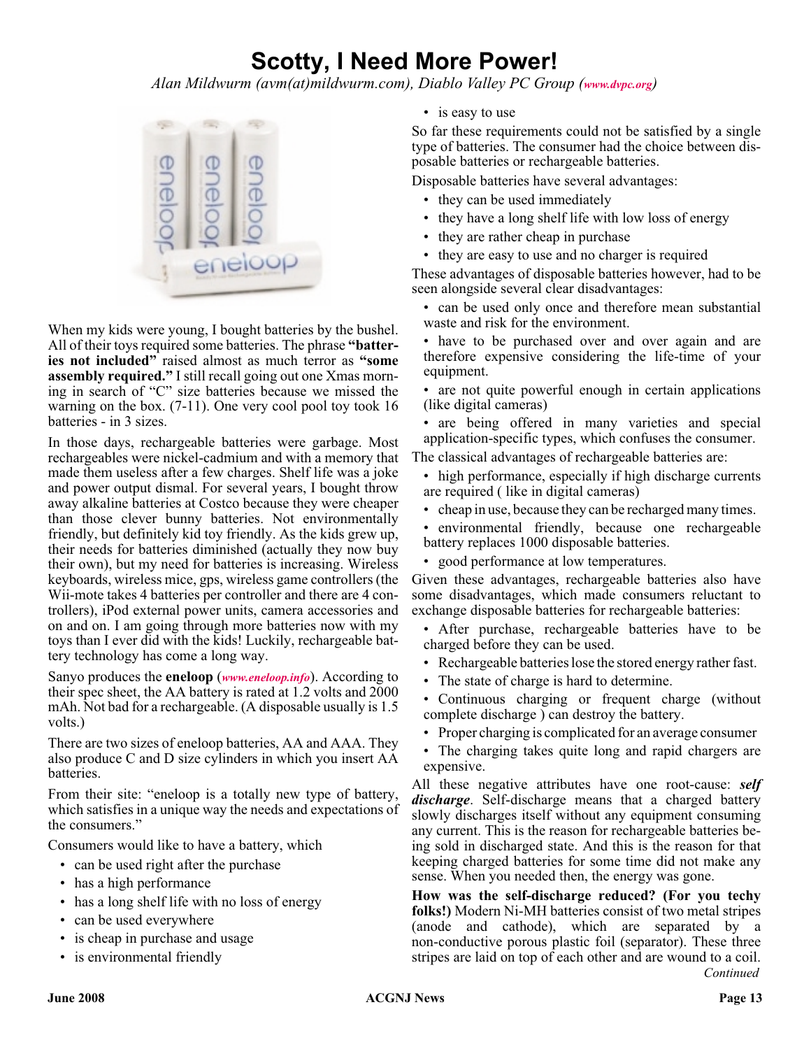# Scotty, I Need More Power!

*Alan Mildwurm (avm(at)mildwurm.com), Diablo Valley PC Group (www.dvpc.org)*

When my kids were young, I bought batteries by the bushel. All of their toys required some batteries. The phrase **"batteries not included"** raised almost as much terror as **"some assembly required."** I still recall going out one Xmas morning in search of "C" size batteries because we missed the warning on the box. (7-11). One very cool pool toy took 16 batteries - in 3 sizes.

In those days, rechargeable batteries were garbage. Most rechargeables were nickel-cadmium and with a memory that made them useless after a few charges. Shelf life was a joke and power output dismal. For several years, I bought throw away alkaline batteries at Costco because they were cheaper than those clever bunny batteries. Not environmentally friendly, but definitely kid toy friendly. As the kids grew up, their needs for batteries diminished (actually they now buy their own), but my need for batteries is increasing. Wireless keyboards, wireless mice, gps, wireless game controllers (the Wii-mote takes 4 batteries per controller and there are 4 controllers), iPod external power units, camera accessories and on and on. I am going through more batteries now with my toys than I ever did with the kids! Luckily, rechargeable battery technology has come a long way.

Sanyo produces the **eneloop** (*www.eneloop.info*). According to their spec sheet, the AA battery is rated at 1.2 volts and 2000 mAh. Not bad for a rechargeable. (A disposable usually is 1.5 volts.)

There are two sizes of eneloop batteries, AA and AAA. They also produce C and D size cylinders in which you insert AA batteries.

From their site: "eneloop is a totally new type of battery, which satisfies in a unique way the needs and expectations of the consumers."

Consumers would like to have a battery, which

- can be used right after the purchase
- has a high performance
- has a long shelf life with no loss of energy
- can be used everywhere
- is cheap in purchase and usage
- is environmental friendly
- is easy to use

So far these requirements could not be satisfied by a single type of batteries. The consumer had the choice between disposable batteries or rechargeable batteries.

Disposable batteries have several advantages:

- they can be used immediately
- they have a long shelf life with low loss of energy
- they are rather cheap in purchase
- they are easy to use and no charger is required

These advantages of disposable batteries however, had to be seen alongside several clear disadvantages:

- can be used only once and therefore mean substantial waste and risk for the environment.
- have to be purchased over and over again and are therefore expensive considering the life-time of your equipment.
- are not quite powerful enough in certain applications (like digital cameras)
- are being offered in many varieties and special application-specific types, which confuses the consumer.

The classical advantages of rechargeable batteries are:

- high performance, especially if high discharge currents are required ( like in digital cameras)
- cheap in use, because they can be recharged many times.
- environmental friendly, because one rechargeable battery replaces 1000 disposable batteries.
- good performance at low temperatures.

Given these advantages, rechargeable batteries also have some disadvantages, which made consumers reluctant to exchange disposable batteries for rechargeable batteries:

- After purchase, rechargeable batteries have to be charged before they can be used.
- Rechargeable batteries lose the stored energy rather fast.
- The state of charge is hard to determine.
- Continuous charging or frequent charge (without complete discharge ) can destroy the battery.
- Proper charging is complicated for an average consumer
- The charging takes quite long and rapid chargers are expensive.

All these negative attributes have one root-cause: ***self discharge***. Self-discharge means that a charged battery slowly discharges itself without any equipment consuming any current. This is the reason for rechargeable batteries being sold in discharged state. And this is the reason for that keeping charged batteries for some time did not make any sense. When you needed then, the energy was gone.

**How was the self-discharge reduced? (For you techy folks!)** Modern Ni-MH batteries consist of two metal stripes (anode and cathode), which are separated by a non-conductive porous plastic foil (separator). These three stripes are laid on top of each other and are wound to a coil.

*Continued*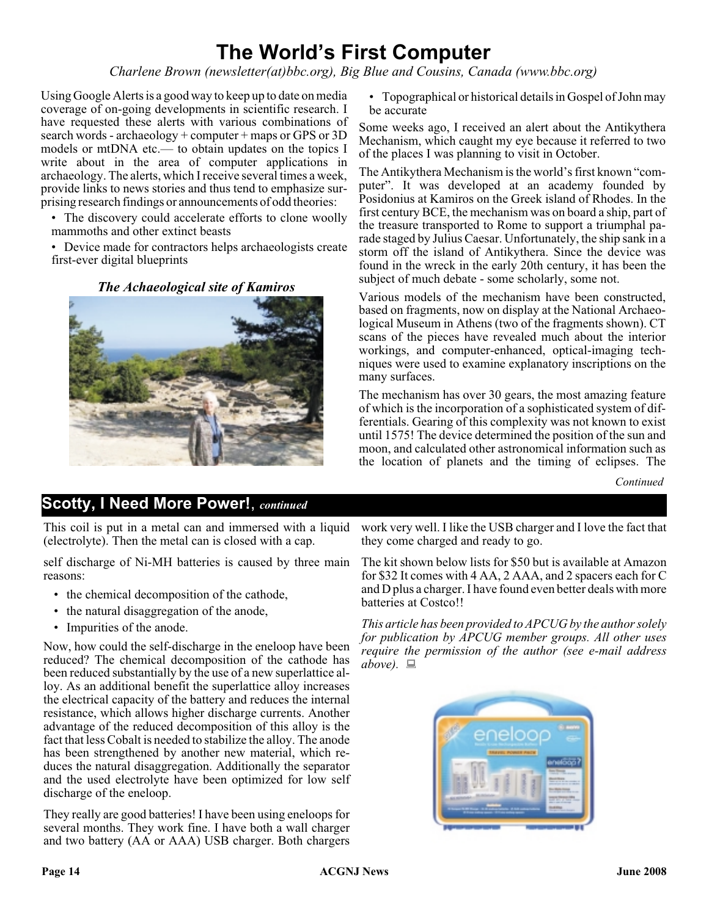# The World's First Computer

*Charlene Brown (newsletter(at)bbc.org), Big Blue and Cousins, Canada (www.bbc.org)*

Using Google Alerts is a good way to keep up to date on media coverage of on-going developments in scientific research. I have requested these alerts with various combinations of search words - archaeology + computer + maps or GPS or 3D models or mtDNA etc.— to obtain updates on the topics I write about in the area of computer applications in archaeology. The alerts, which I receive several times a week, provide links to news stories and thus tend to emphasize surprising research findings or announcements of odd theories:

- The discovery could accelerate efforts to clone woolly mammoths and other extinct beasts
- Device made for contractors helps archaeologists create first-ever digital blueprints
- Topographical or historical details in Gospel of John may be accurate

***The Achaeological site of Kamiros***

Some weeks ago, I received an alert about the Antikythera Mechanism, which caught my eye because it referred to two of the places I was planning to visit in October.

The Antikythera Mechanism is the world's first known "computer". It was developed at an academy founded by Posidonius at Kamiros on the Greek island of Rhodes. In the first century BCE, the mechanism was on board a ship, part of the treasure transported to Rome to support a triumphal parade staged by Julius Caesar. Unfortunately, the ship sank in a storm off the island of Antikythera. Since the device was found in the wreck in the early 20th century, it has been the subject of much debate - some scholarly, some not.

Various models of the mechanism have been constructed, based on fragments, now on display at the National Archaeological Museum in Athens (two of the fragments shown). CT scans of the pieces have revealed much about the interior workings, and computer-enhanced, optical-imaging techniques were used to examine explanatory inscriptions on the many surfaces.

The mechanism has over 30 gears, the most amazing feature of which is the incorporation of a sophisticated system of differentials. Gearing of this complexity was not known to exist until 1575! The device determined the position of the sun and moon, and calculated other astronomical information such as the location of planets and the timing of eclipses. The

*Continued*

## Scotty, I Need More Power!, *continued*

This coil is put in a metal can and immersed with a liquid (electrolyte). Then the metal can is closed with a cap.

self discharge of Ni-MH batteries is caused by three main reasons:

- the chemical decomposition of the cathode,
- the natural disaggregation of the anode,
- Impurities of the anode.

Now, how could the self-discharge in the eneloop have been reduced? The chemical decomposition of the cathode has been reduced substantially by the use of a new superlattice alloy. As an additional benefit the superlattice alloy increases the electrical capacity of the battery and reduces the internal resistance, which allows higher discharge currents. Another advantage of the reduced decomposition of this alloy is the fact that less Cobalt is needed to stabilize the alloy. The anode has been strengthened by another new material, which reduces the natural disaggregation. Additionally the separator and the used electrolyte have been optimized for low self discharge of the eneloop.

They really are good batteries! I have been using eneloops for several months. They work fine. I have both a wall charger and two battery (AA or AAA) USB charger. Both chargers work very well. I like the USB charger and I love the fact that they come charged and ready to go.

The kit shown below lists for $50 but is available at Amazon for $32 It comes with 4 AA, 2 AAA, and 2 spacers each for C and D plus a charger. I have found even better deals with more batteries at Costco!!

*This article has been provided to APCUG by the author solely for publication by APCUG member groups. All other uses require the permission of the author (see e-mail address above).*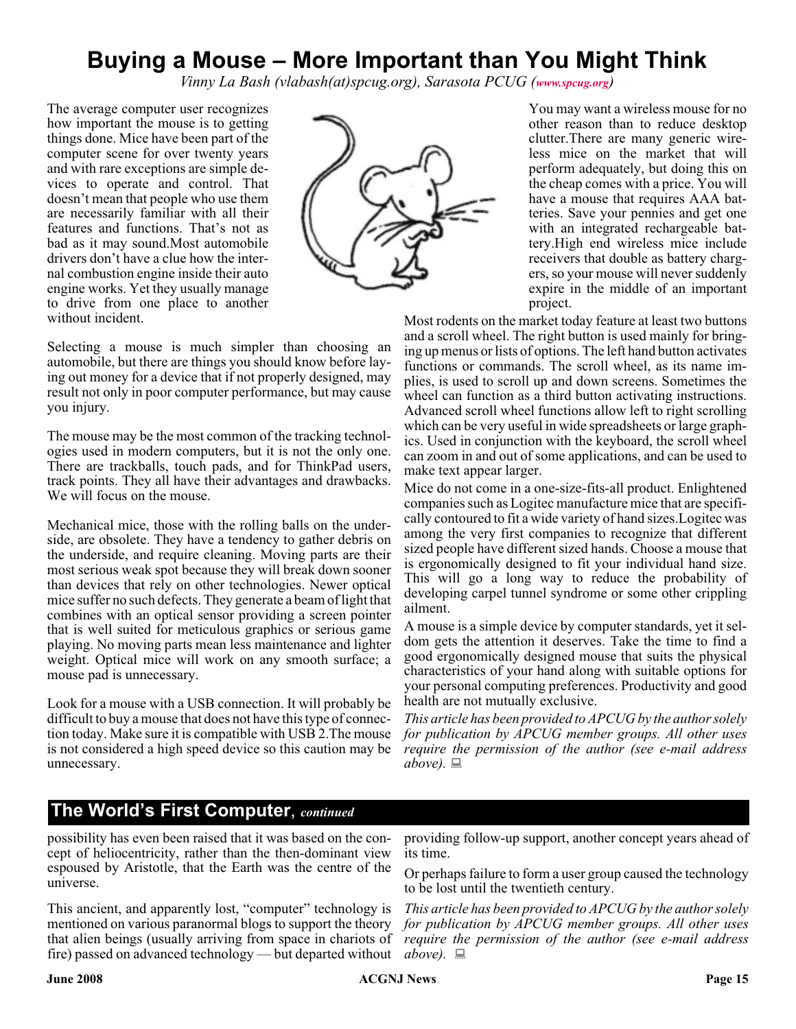# Buying a Mouse – More Important than You Might Think

*Vinny La Bash (vlabash(at)spcug.org), Sarasota PCUG (www.spcug.org)*

The average computer user recognizes how important the mouse is to getting things done. Mice have been part of the computer scene for over twenty years and with rare exceptions are simple devices to operate and control. That doesn't mean that people who use them are necessarily familiar with all their features and functions. That's not as bad as it may sound.Most automobile drivers don't have a clue how the internal combustion engine inside their auto engine works. Yet they usually manage to drive from one place to another without incident.

Selecting a mouse is much simpler than choosing an automobile, but there are things you should know before laying out money for a device that if not properly designed, may result not only in poor computer performance, but may cause you injury.

The mouse may be the most common of the tracking technologies used in modern computers, but it is not the only one. There are trackballs, touch pads, and for ThinkPad users, track points. They all have their advantages and drawbacks. We will focus on the mouse.

Mechanical mice, those with the rolling balls on the underside, are obsolete. They have a tendency to gather debris on the underside, and require cleaning. Moving parts are their most serious weak spot because they will break down sooner than devices that rely on other technologies. Newer optical mice suffer no such defects. They generate a beam of light that combines with an optical sensor providing a screen pointer that is well suited for meticulous graphics or serious game playing. No moving parts mean less maintenance and lighter weight. Optical mice will work on any smooth surface; a mouse pad is unnecessary.

Look for a mouse with a USB connection. It will probably be difficult to buy a mouse that does not have this type of connection today. Make sure it is compatible with USB 2.The mouse is not considered a high speed device so this caution may be unnecessary.

You may want a wireless mouse for no other reason than to reduce desktop clutter.There are many generic wireless mice on the market that will perform adequately, but doing this on the cheap comes with a price. You will have a mouse that requires AAA batteries. Save your pennies and get one with an integrated rechargeable battery.High end wireless mice include receivers that double as battery chargers, so your mouse will never suddenly expire in the middle of an important project.

Most rodents on the market today feature at least two buttons and a scroll wheel. The right button is used mainly for bringing up menus or lists of options. The left hand button activates functions or commands. The scroll wheel, as its name implies, is used to scroll up and down screens. Sometimes the wheel can function as a third button activating instructions. Advanced scroll wheel functions allow left to right scrolling which can be very useful in wide spreadsheets or large graphics. Used in conjunction with the keyboard, the scroll wheel can zoom in and out of some applications, and can be used to make text appear larger.

Mice do not come in a one-size-fits-all product. Enlightened companies such as Logitec manufacture mice that are specifically contoured to fit a wide variety of hand sizes.Logitec was among the very first companies to recognize that different sized people have different sized hands. Choose a mouse that is ergonomically designed to fit your individual hand size. This will go a long way to reduce the probability of developing carpel tunnel syndrome or some other crippling ailment.

A mouse is a simple device by computer standards, yet it seldom gets the attention it deserves. Take the time to find a good ergonomically designed mouse that suits the physical characteristics of your hand along with suitable options for your personal computing preferences. Productivity and good health are not mutually exclusive.

*This article has been provided to APCUG by the author solely for publication by APCUG member groups. All other uses require the permission of the author (see e-mail address above).*

## The World's First Computer, *continued*

possibility has even been raised that it was based on the concept of heliocentricity, rather than the then-dominant view espoused by Aristotle, that the Earth was the centre of the universe.

This ancient, and apparently lost, "computer" technology is mentioned on various paranormal blogs to support the theory that alien beings (usually arriving from space in chariots of fire) passed on advanced technology — but departed without providing follow-up support, another concept years ahead of its time.

Or perhaps failure to form a user group caused the technology to be lost until the twentieth century.

*This article has been provided to APCUG by the author solely for publication by APCUG member groups. All other uses require the permission of the author (see e-mail address above).*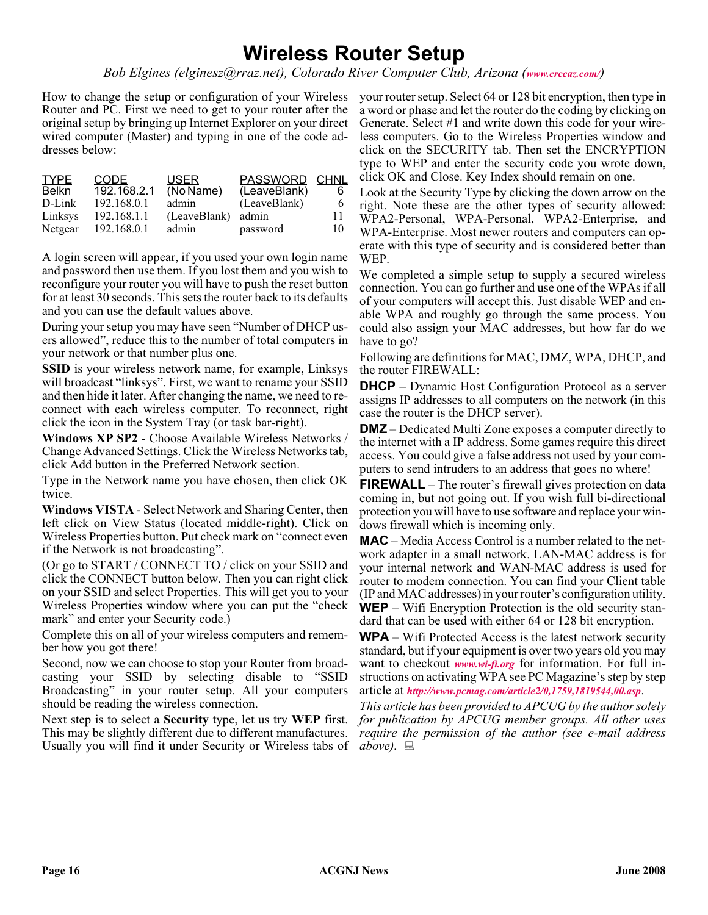# Wireless Router Setup

*Bob Elgines (elginesz@rraz.net), Colorado River Computer Club, Arizona (www.crccaz.com/)*

How to change the setup or configuration of your Wireless Router and PC. First we need to get to your router after the original setup by bringing up Internet Explorer on your direct wired computer (Master) and typing in one of the code addresses below:

| TYPE | CODE | USER | PASSWORD | CHNL |
|---|---|---|---|---|
| Belkn | 192.168.2.1 | (No Name) | (LeaveBlank) | 6 |
| D-Link | 192.168.0.1 | admin | (LeaveBlank) | 6 |
| Linksys | 192.168.1.1 | (LeaveBlank) | admin | 11 |
| Netgear | 192.168.0.1 | admin | password | 10 |

A login screen will appear, if you used your own login name and password then use them. If you lost them and you wish to reconfigure your router you will have to push the reset button for at least 30 seconds. This sets the router back to its defaults and you can use the default values above.

During your setup you may have seen "Number of DHCP users allowed", reduce this to the number of total computers in your network or that number plus one.

**SSID** is your wireless network name, for example, Linksys will broadcast "linksys". First, we want to rename your SSID and then hide it later. After changing the name, we need to reconnect with each wireless computer. To reconnect, right click the icon in the System Tray (or task bar-right).

**Windows XP SP2** - Choose Available Wireless Networks / Change Advanced Settings. Click the Wireless Networks tab, click Add button in the Preferred Network section.

Type in the Network name you have chosen, then click OK twice.

**Windows VISTA** - Select Network and Sharing Center, then left click on View Status (located middle-right). Click on Wireless Properties button. Put check mark on "connect even if the Network is not broadcasting".

(Or go to START / CONNECT TO / click on your SSID and click the CONNECT button below. Then you can right click on your SSID and select Properties. This will get you to your Wireless Properties window where you can put the "check mark" and enter your Security code.)

Complete this on all of your wireless computers and remember how you got there!

Second, now we can choose to stop your Router from broadcasting your SSID by selecting disable to "SSID Broadcasting" in your router setup. All your computers should be reading the wireless connection.

Next step is to select a **Security** type, let us try **WEP** first. This may be slightly different due to different manufactures. Usually you will find it under Security or Wireless tabs of your router setup. Select 64 or 128 bit encryption, then type in a word or phase and let the router do the coding by clicking on Generate. Select #1 and write down this code for your wireless computers. Go to the Wireless Properties window and click on the SECURITY tab. Then set the ENCRYPTION type to WEP and enter the security code you wrote down, click OK and Close. Key Index should remain on one.

Look at the Security Type by clicking the down arrow on the right. Note these are the other types of security allowed: WPA2-Personal, WPA-Personal, WPA2-Enterprise, and WPA-Enterprise. Most newer routers and computers can operate with this type of security and is considered better than WEP.

We completed a simple setup to supply a secured wireless connection. You can go further and use one of the WPAs if all of your computers will accept this. Just disable WEP and enable WPA and roughly go through the same process. You could also assign your MAC addresses, but how far do we have to go?

Following are definitions for MAC, DMZ, WPA, DHCP, and the router FIREWALL:

**DHCP** – Dynamic Host Configuration Protocol as a server assigns IP addresses to all computers on the network (in this case the router is the DHCP server).

**DMZ** – Dedicated Multi Zone exposes a computer directly to the internet with a IP address. Some games require this direct access. You could give a false address not used by your computers to send intruders to an address that goes no where!

**FIREWALL** – The router's firewall gives protection on data coming in, but not going out. If you wish full bi-directional protection you will have to use software and replace your windows firewall which is incoming only.

**MAC** – Media Access Control is a number related to the network adapter in a small network. LAN-MAC address is for your internal network and WAN-MAC address is used for router to modem connection. You can find your Client table (IP and MAC addresses) in your router's configuration utility.

**WEP** – Wifi Encryption Protection is the old security standard that can be used with either 64 or 128 bit encryption.

**WPA** – Wifi Protected Access is the latest network security standard, but if your equipment is over two years old you may want to checkout www.wi-fi.org for information. For full instructions on activating WPA see PC Magazine's step by step article at http://www.pcmag.com/article2/0,1759,1819544,00.asp.

*This article has been provided to APCUG by the author solely for publication by APCUG member groups. All other uses require the permission of the author (see e-mail address above).*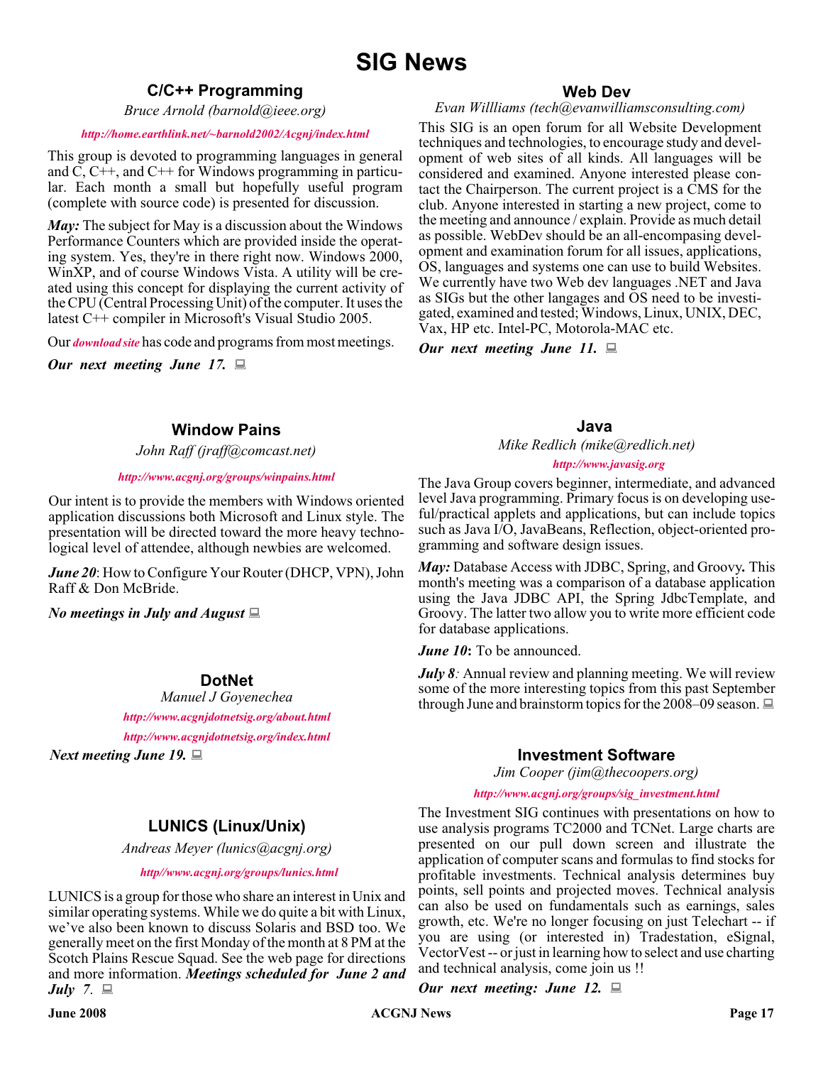# SIG News

## C/C++ Programming

*Bruce Arnold (barnold@ieee.org)*

*http://home.earthlink.net/~barnold2002/Acgnj/index.html*

This group is devoted to programming languages in general and C, C++, and C++ for Windows programming in particular. Each month a small but hopefully useful program (complete with source code) is presented for discussion.

***May:*** The subject for May is a discussion about the Windows Performance Counters which are provided inside the operating system. Yes, they're in there right now. Windows 2000, WinXP, and of course Windows Vista. A utility will be created using this concept for displaying the current activity of the CPU (Central Processing Unit) of the computer. It uses the latest C++ compiler in Microsoft's Visual Studio 2005.

Our *download site* has code and programs from most meetings.

***Our next meeting June 17.***

## Web Dev

*Evan Willliams (tech@evanwilliamsconsulting.com)*

This SIG is an open forum for all Website Development techniques and technologies, to encourage study and development of web sites of all kinds. All languages will be considered and examined. Anyone interested please contact the Chairperson. The current project is a CMS for the club. Anyone interested in starting a new project, come to the meeting and announce / explain. Provide as much detail as possible. WebDev should be an all-encompasing development and examination forum for all issues, applications, OS, languages and systems one can use to build Websites. We currently have two Web dev languages .NET and Java as SIGs but the other langages and OS need to be investigated, examined and tested; Windows, Linux, UNIX, DEC, Vax, HP etc. Intel-PC, Motorola-MAC etc.

***Our next meeting June 11.***

## Window Pains

*John Raff (jraff@comcast.net)*

*http://www.acgnj.org/groups/winpains.html*

Our intent is to provide the members with Windows oriented application discussions both Microsoft and Linux style. The presentation will be directed toward the more heavy technological level of attendee, although newbies are welcomed.

***June 20***: How to Configure Your Router (DHCP, VPN), John Raff & Don McBride.

***No meetings in July and August***

## DotNet

*Manuel J Goyenechea*

*http://www.acgnjdotnetsig.org/about.html*

*http://www.acgnjdotnetsig.org/index.html*

***Next meeting June 19.***

## LUNICS (Linux/Unix)

*Andreas Meyer (lunics@acgnj.org)*

*http//www.acgnj.org/groups/lunics.html*

LUNICS is a group for those who share an interest in Unix and similar operating systems. While we do quite a bit with Linux, we've also been known to discuss Solaris and BSD too. We generally meet on the first Monday of the month at 8 PM at the Scotch Plains Rescue Squad. See the web page for directions and more information. ***Meetings scheduled for June 2 and July 7.***

## Java

*Mike Redlich (mike@redlich.net)*

*http://www.javasig.org*

The Java Group covers beginner, intermediate, and advanced level Java programming. Primary focus is on developing useful/practical applets and applications, but can include topics such as Java I/O, JavaBeans, Reflection, object-oriented programming and software design issues.

***May:*** Database Access with JDBC, Spring, and Groovy**.** This month's meeting was a comparison of a database application using the Java JDBC API, the Spring JdbcTemplate, and Groovy. The latter two allow you to write more efficient code for database applications.

***June 10*****:** To be announced.

***July 8****:* Annual review and planning meeting. We will review some of the more interesting topics from this past September through June and brainstorm topics for the 2008–09 season.

## Investment Software

*Jim Cooper (jim@thecoopers.org)*

*http://www.acgnj.org/groups/sig_investment.html*

The Investment SIG continues with presentations on how to use analysis programs TC2000 and TCNet. Large charts are presented on our pull down screen and illustrate the application of computer scans and formulas to find stocks for profitable investments. Technical analysis determines buy points, sell points and projected moves. Technical analysis can also be used on fundamentals such as earnings, sales growth, etc. We're no longer focusing on just Telechart -- if you are using (or interested in) Tradestation, eSignal, VectorVest -- or just in learning how to select and use charting and technical analysis, come join us !!

***Our next meeting: June 12.***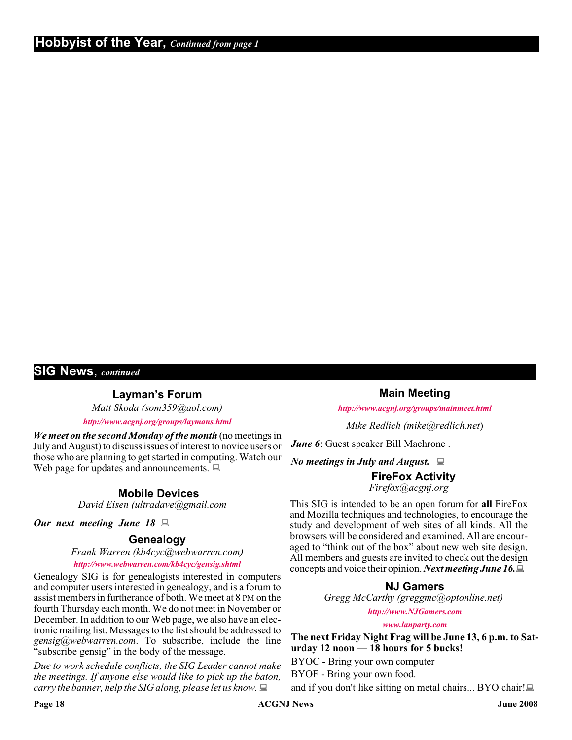## Hobbyist of the Year, *Continued from page 1*

## SIG News, *continued*

### Layman's Forum

*Matt Skoda (som359@aol.com)*

*http://www.acgnj.org/groups/laymans.html*

***We meet on the second Monday of the month*** (no meetings in July and August) to discuss issues of interest to novice users or those who are planning to get started in computing. Watch our Web page for updates and announcements.

### Mobile Devices

*David Eisen (ultradave@gmail.com*

***Our next meeting June 18***

### Genealogy

*Frank Warren (kb4cyc@webwarren.com)*

*http://www.webwarren.com/kb4cyc/gensig.shtml*

Genealogy SIG is for genealogists interested in computers and computer users interested in genealogy, and is a forum to assist members in furtherance of both. We meet at 8 PM on the fourth Thursday each month. We do not meet in November or December. In addition to our Web page, we also have an electronic mailing list. Messages to the list should be addressed to *gensig@webwarren.com*. To subscribe, include the line "subscribe gensig" in the body of the message.

*Due to work schedule conflicts, the SIG Leader cannot make the meetings. If anyone else would like to pick up the baton, carry the banner, help the SIG along, please let us know.*

### Main Meeting

*http://www.acgnj.org/groups/mainmeet.html*

*Mike Redlich (mike@redlich.net)*

***June 6***: Guest speaker Bill Machrone .

***No meetings in July and August.***

### FireFox Activity

*Firefox@acgnj.org*

This SIG is intended to be an open forum for **all** FireFox and Mozilla techniques and technologies, to encourage the study and development of web sites of all kinds. All the browsers will be considered and examined. All are encouraged to "think out of the box" about new web site design. All members and guests are invited to check out the design concepts and voice their opinion. ***Next meeting June 16.***

### NJ Gamers

*Gregg McCarthy (greggmc@optonline.net)*

*http://www.NJGamers.com*

*www.lanparty.com*

**The next Friday Night Frag will be June 13, 6 p.m. to Saturday 12 noon — 18 hours for 5 bucks!**

BYOC - Bring your own computer

BYOF - Bring your own food.

and if you don't like sitting on metal chairs... BYO chair!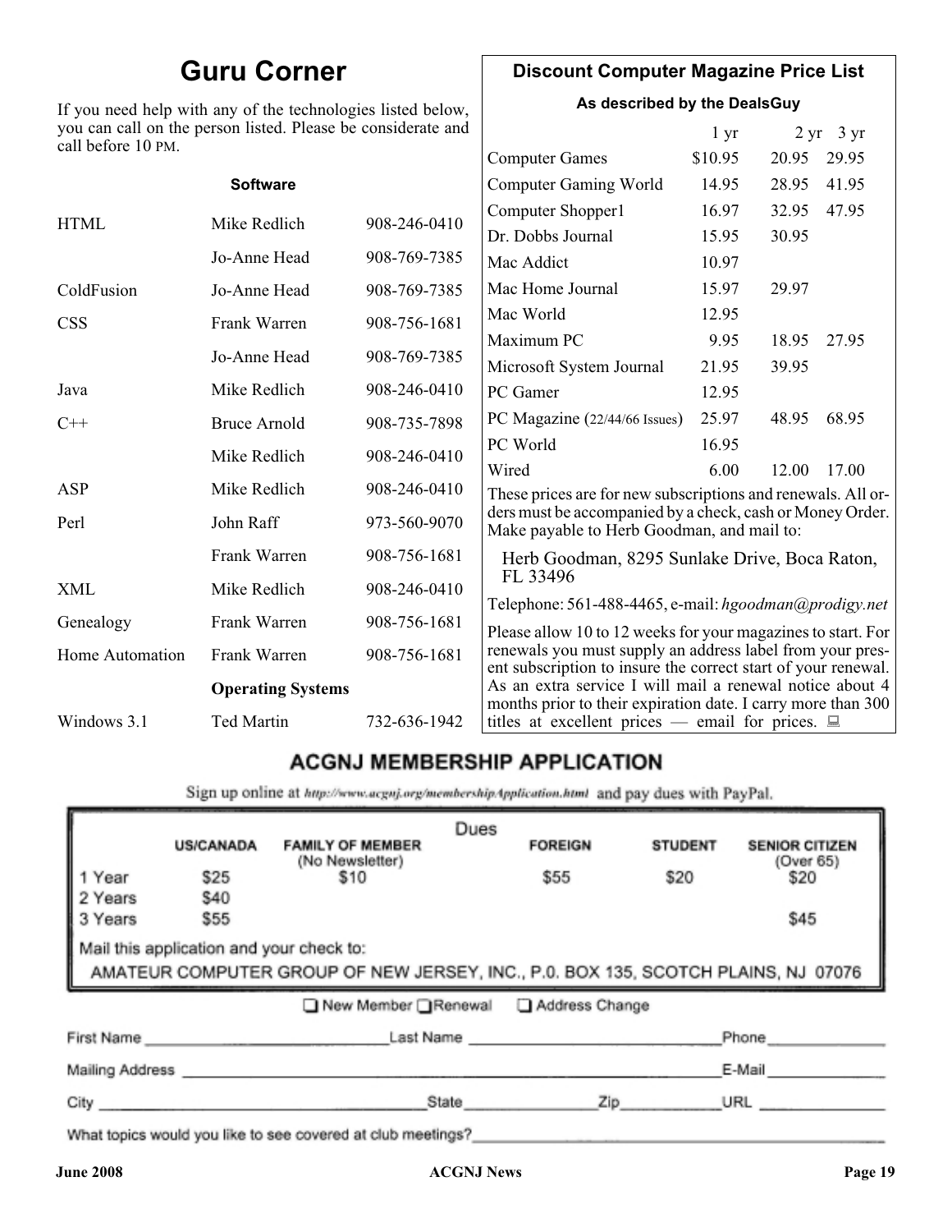## Guru Corner

If you need help with any of the technologies listed below, you can call on the person listed. Please be considerate and call before 10 PM.

**Software**

| | | |
|---|---|---|
| HTML | Mike Redlich | 908-246-0410 |
| | Jo-Anne Head | 908-769-7385 |
| ColdFusion | Jo-Anne Head | 908-769-7385 |
| CSS | Frank Warren | 908-756-1681 |
| | Jo-Anne Head | 908-769-7385 |
| Java | Mike Redlich | 908-246-0410 |
| C++ | Bruce Arnold | 908-735-7898 |
| | Mike Redlich | 908-246-0410 |
| ASP | Mike Redlich | 908-246-0410 |
| Perl | John Raff | 973-560-9070 |
| | Frank Warren | 908-756-1681 |
| XML | Mike Redlich | 908-246-0410 |
| Genealogy | Frank Warren | 908-756-1681 |
| Home Automation | Frank Warren | 908-756-1681 |
| | **Operating Systems** | |
| Windows 3.1 | Ted Martin | 732-636-1942 |

## Discount Computer Magazine Price List

**As described by the DealsGuy**

| | 1 yr | 2 yr | 3 yr |
|---|---|---|---|
| Computer Games | $10.95 | 20.95 | 29.95 |
| Computer Gaming World | 14.95 | 28.95 | 41.95 |
| Computer Shopper1 | 16.97 | 32.95 | 47.95 |
| Dr. Dobbs Journal | 15.95 | 30.95 | |
| Mac Addict | 10.97 | | |
| Mac Home Journal | 15.97 | 29.97 | |
| Mac World | 12.95 | | |
| Maximum PC | 9.95 | 18.95 | 27.95 |
| Microsoft System Journal | 21.95 | 39.95 | |
| PC Gamer | 12.95 | | |
| PC Magazine (22/44/66 Issues) | 25.97 | 48.95 | 68.95 |
| PC World | 16.95 | | |
| Wired | 6.00 | 12.00 | 17.00 |

These prices are for new subscriptions and renewals. All orders must be accompanied by a check, cash or Money Order. Make payable to Herb Goodman, and mail to:

Herb Goodman, 8295 Sunlake Drive, Boca Raton, FL 33496

Telephone: 561-488-4465, e-mail: *hgoodman@prodigy.net*

Please allow 10 to 12 weeks for your magazines to start. For renewals you must supply an address label from your present subscription to insure the correct start of your renewal. As an extra service I will mail a renewal notice about 4 months prior to their expiration date. I carry more than 300 titles at excellent prices — email for prices.

## ACGNJ MEMBERSHIP APPLICATION

Sign up online at http://www.acgnj.org/membershipApplication.html and pay dues with PayPal.

**Dues**

| | US/CANADA | FAMILY OF MEMBER (No Newsletter) | FOREIGN | STUDENT | SENIOR CITIZEN (Over 65) |
|---|---|---|---|---|---|
| 1 Year | $25 | $10 | $55 | $20 | $20 |
| 2 Years | $40 | | | | |
| 3 Years | $55 | | | | $45 |

Mail this application and your check to:

AMATEUR COMPUTER GROUP OF NEW JERSEY, INC., P.0. BOX 135, SCOTCH PLAINS, NJ 07076

❑ New Member ❑ Renewal ❑ Address Change

First Name ______________ Last Name ______________ Phone ______________

Mailing Address ______________ E-Mail ______________

City ______________ State ______________ Zip ______________ URL ______________

What topics would you like to see covered at club meetings? ______________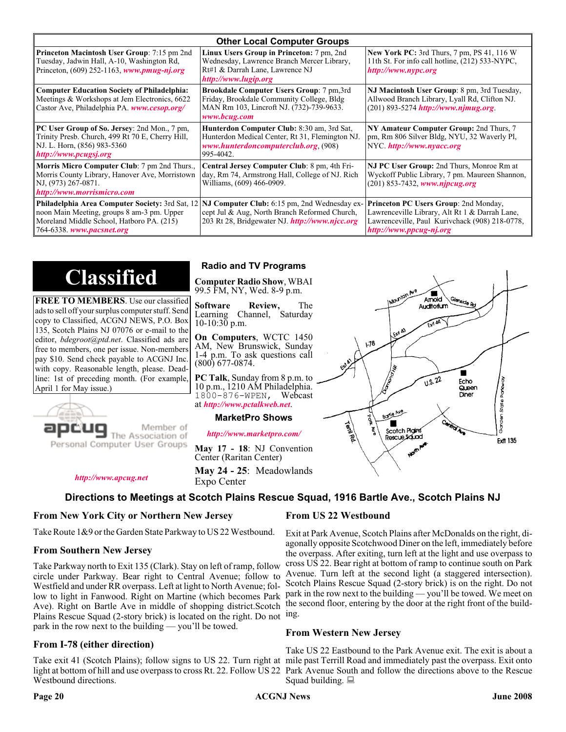## Other Local Computer Groups

| | | |
|---|---|---|
| **Princeton Macintosh User Group**: 7:15 pm 2nd Tuesday, Jadwin Hall, A-10, Washington Rd, Princeton, (609) 252-1163, ***www.pmug-nj.org*** | **Linux Users Group in Princeton:** 7 pm, 2nd Wednesday, Lawrence Branch Mercer Library, Rt#1 & Darrah Lane, Lawrence NJ ***http://www.lugip.org*** | **New York PC:** 3rd Thurs, 7 pm, PS 41, 116 W 11th St. For info call hotline, (212) 533-NYPC, ***http://www.nypc.org*** |
| **Computer Education Society of Philadelphia:** Meetings & Workshops at Jem Electronics, 6622 Castor Ave, Philadelphia PA. ***www.cesop.org/*** | **Brookdale Computer Users Group**: 7 pm,3rd Friday, Brookdale Community College, Bldg MAN Rm 103, Lincroft NJ. (732)-739-9633. ***www.bcug.com*** | **NJ Macintosh User Group**: 8 pm, 3rd Tuesday, Allwood Branch Library, Lyall Rd, Clifton NJ. (201) 893-5274 ***http://www.njmug.org***. |
| **PC User Group of So. Jersey**: 2nd Mon., 7 pm, Trinity Presb. Church, 499 Rt 70 E, Cherry Hill, NJ. L. Horn, (856) 983-5360 ***http://www.pcugsj.org*** | **Hunterdon Computer Club:** 8:30 am, 3rd Sat, Hunterdon Medical Center, Rt 31, Flemington NJ. ***www.hunterdoncomputerclub.org***, (908) 995-4042. | **NY Amateur Computer Group:** 2nd Thurs, 7 pm, Rm 806 Silver Bldg, NYU, 32 Waverly Pl, NYC. ***http://www.nyacc.org*** |
| **Morris Micro Computer Club**: 7 pm 2nd Thurs., Morris County Library, Hanover Ave, Morristown NJ, (973) 267-0871. ***http://www.morrismicro.com*** | **Central Jersey Computer Club**: 8 pm, 4th Friday, Rm 74, Armstrong Hall, College of NJ. Rich Williams, (609) 466-0909. | **NJ PC User Group:** 2nd Thurs, Monroe Rm at Wyckoff Public Library, 7 pm. Maureen Shannon, (201) 853-7432, ***www.njpcug.org*** |
| **Philadelphia Area Computer Society:** 3rd Sat, 12 noon Main Meeting, groups 8 am-3 pm. Upper Moreland Middle School, Hatboro PA. (215) 764-6338. ***www.pacsnet.org*** | **NJ Computer Club:** 6:15 pm, 2nd Wednesday except Jul & Aug, North Branch Reformed Church, 203 Rt 28, Bridgewater NJ. ***http://www.njcc.org*** | **Princeton PC Users Group**: 2nd Monday, Lawrenceville Library, Alt Rt 1 & Darrah Lane, Lawrenceville, Paul Kurivchack (908) 218-0778, ***http://www.ppcug-nj.org*** |

# Classified

**FREE TO MEMBERS**. Use our classified ads to sell off your surplus computer stuff. Send copy to Classified, ACGNJ NEWS, P.O. Box 135, Scotch Plains NJ 07076 or e-mail to the editor, *bdegroot@ptd.net*. Classified ads are free to members, one per issue. Non-members pay $10. Send check payable to ACGNJ Inc. with copy. Reasonable length, please. Deadline: 1st of preceding month. (For example, April 1 for May issue.)

apcug Member of The Association of Personal Computer User Groups

***http://www.apcug.net***

### Radio and TV Programs

**Computer Radio Show**, WBAI 99.5 FM, NY, Wed. 8-9 p.m.

**Software Review,** The Learning Channel, Saturday 10-10:30 p.m.

**On Computers**, WCTC 1450 AM, New Brunswick, Sunday 1-4 p.m. To ask questions call (800) 677-0874.

**PC Talk**, Sunday from 8 p.m. to 10 p.m., 1210 AM Philadelphia. 1800-876-WPEN, Webcast at ***http://www.pctalkweb.net***.

### MarketPro Shows

***http://www.marketpro.com/***

**May 17 - 18**: NJ Convention Center (Raritan Center)

**May 24 - 25**: Meadowlands Expo Center

## Directions to Meetings at Scotch Plains Rescue Squad, 1916 Bartle Ave., Scotch Plains NJ

### From New York City or Northern New Jersey

Take Route 1&9 or the Garden State Parkway to US 22 Westbound.

### From Southern New Jersey

Take Parkway north to Exit 135 (Clark). Stay on left of ramp, follow circle under Parkway. Bear right to Central Avenue; follow to Westfield and under RR overpass. Left at light to North Avenue; follow to light in Fanwood. Right on Martine (which becomes Park Ave). Right on Bartle Ave in middle of shopping district.Scotch Plains Rescue Squad (2-story brick) is located on the right. Do not park in the row next to the building — you'll be towed.

### From I-78 (either direction)

Take exit 41 (Scotch Plains); follow signs to US 22. Turn right at light at bottom of hill and use overpass to cross Rt. 22. Follow US 22 Westbound directions.

### From US 22 Westbound

Exit at Park Avenue, Scotch Plains after McDonalds on the right, diagonally opposite Scotchwood Diner on the left, immediately before the overpass. After exiting, turn left at the light and use overpass to cross US 22. Bear right at bottom of ramp to continue south on Park Avenue. Turn left at the second light (a staggered intersection). Scotch Plains Rescue Squad (2-story brick) is on the right. Do not park in the row next to the building — you'll be towed. We meet on the second floor, entering by the door at the right front of the building.

### From Western New Jersey

Take US 22 Eastbound to the Park Avenue exit. The exit is about a mile past Terrill Road and immediately past the overpass. Exit onto Park Avenue South and follow the directions above to the Rescue Squad building.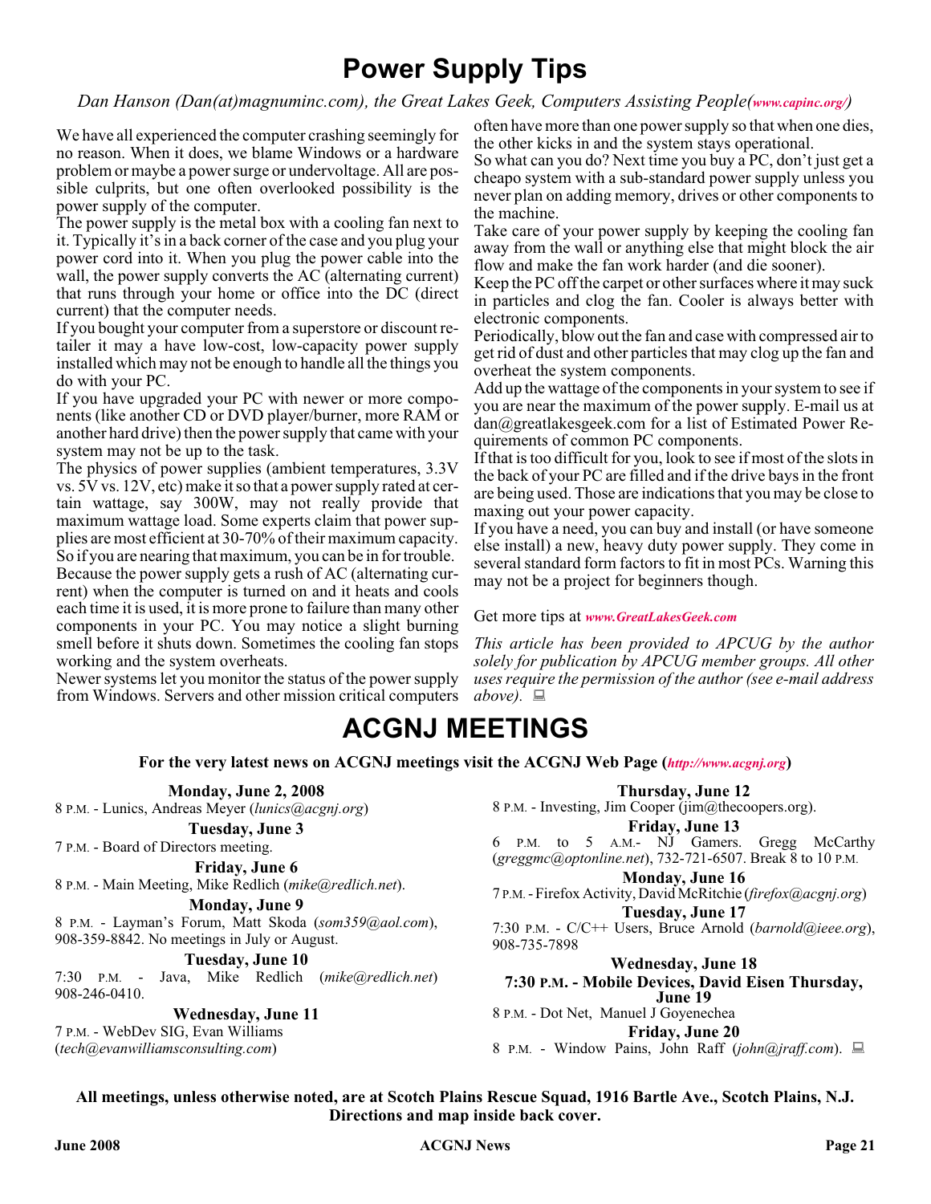# Power Supply Tips

*Dan Hanson (Dan(at)magnuminc.com), the Great Lakes Geek, Computers Assisting People(**www.capinc.org/**)*

We have all experienced the computer crashing seemingly for no reason. When it does, we blame Windows or a hardware problem or maybe a power surge or undervoltage. All are possible culprits, but one often overlooked possibility is the power supply of the computer.

The power supply is the metal box with a cooling fan next to it. Typically it's in a back corner of the case and you plug your power cord into it. When you plug the power cable into the wall, the power supply converts the AC (alternating current) that runs through your home or office into the DC (direct current) that the computer needs.

If you bought your computer from a superstore or discount retailer it may a have low-cost, low-capacity power supply installed which may not be enough to handle all the things you do with your PC.

If you have upgraded your PC with newer or more components (like another CD or DVD player/burner, more RAM or another hard drive) then the power supply that came with your system may not be up to the task.

The physics of power supplies (ambient temperatures, 3.3V vs. 5V vs. 12V, etc) make it so that a power supply rated at certain wattage, say 300W, may not really provide that maximum wattage load. Some experts claim that power supplies are most efficient at 30-70% of their maximum capacity. So if you are nearing that maximum, you can be in for trouble.

Because the power supply gets a rush of AC (alternating current) when the computer is turned on and it heats and cools each time it is used, it is more prone to failure than many other components in your PC. You may notice a slight burning smell before it shuts down. Sometimes the cooling fan stops working and the system overheats.

Newer systems let you monitor the status of the power supply from Windows. Servers and other mission critical computers often have more than one power supply so that when one dies, the other kicks in and the system stays operational.

So what can you do? Next time you buy a PC, don't just get a cheapo system with a sub-standard power supply unless you never plan on adding memory, drives or other components to the machine.

Take care of your power supply by keeping the cooling fan away from the wall or anything else that might block the air flow and make the fan work harder (and die sooner).

Keep the PC off the carpet or other surfaces where it may suck in particles and clog the fan. Cooler is always better with electronic components.

Periodically, blow out the fan and case with compressed air to get rid of dust and other particles that may clog up the fan and overheat the system components.

Add up the wattage of the components in your system to see if you are near the maximum of the power supply. E-mail us at dan@greatlakesgeek.com for a list of Estimated Power Requirements of common PC components.

If that is too difficult for you, look to see if most of the slots in the back of your PC are filled and if the drive bays in the front are being used. Those are indications that you may be close to maxing out your power capacity.

If you have a need, you can buy and install (or have someone else install) a new, heavy duty power supply. They come in several standard form factors to fit in most PCs. Warning this may not be a project for beginners though.

Get more tips at ***www.GreatLakesGeek.com***

*This article has been provided to APCUG by the author solely for publication by APCUG member groups. All other uses require the permission of the author (see e-mail address above).*

# ACGNJ MEETINGS

**For the very latest news on ACGNJ meetings visit the ACGNJ Web Page (*http://www.acgnj.org*)**

**Monday, June 2, 2008**

8 P.M. - Lunics, Andreas Meyer (*lunics@acgnj.org*)

**Tuesday, June 3**

7 P.M. - Board of Directors meeting.

**Friday, June 6**

8 P.M. - Main Meeting, Mike Redlich (*mike@redlich.net*).

**Monday, June 9**

8 P.M. - Layman's Forum, Matt Skoda (*som359@aol.com*), 908-359-8842. No meetings in July or August.

**Tuesday, June 10**

7:30 P.M. - Java, Mike Redlich (*mike@redlich.net*) 908-246-0410.

**Wednesday, June 11**

7 P.M. - WebDev SIG, Evan Williams (*tech@evanwilliamsconsulting.com*)

**Thursday, June 12**

8 P.M. - Investing, Jim Cooper (jim@thecoopers.org).

**Friday, June 13**

6 P.M. to 5 A.M.- NJ Gamers. Gregg McCarthy (*greggmc@optonline.net*), 732-721-6507. Break 8 to 10 P.M.

**Monday, June 16**

7 P.M. - Firefox Activity, David McRitchie (*firefox@acgnj.org*)

**Tuesday, June 17**

7:30 P.M. - C/C++ Users, Bruce Arnold (*barnold@ieee.org*), 908-735-7898

**Wednesday, June 18**

**7:30 P.M. - Mobile Devices, David Eisen Thursday, June 19**

8 P.M. - Dot Net, Manuel J Goyenechea

**Friday, June 20**

8 P.M. - Window Pains, John Raff (*john@jraff.com*).

**All meetings, unless otherwise noted, are at Scotch Plains Rescue Squad, 1916 Bartle Ave., Scotch Plains, N.J. Directions and map inside back cover.**